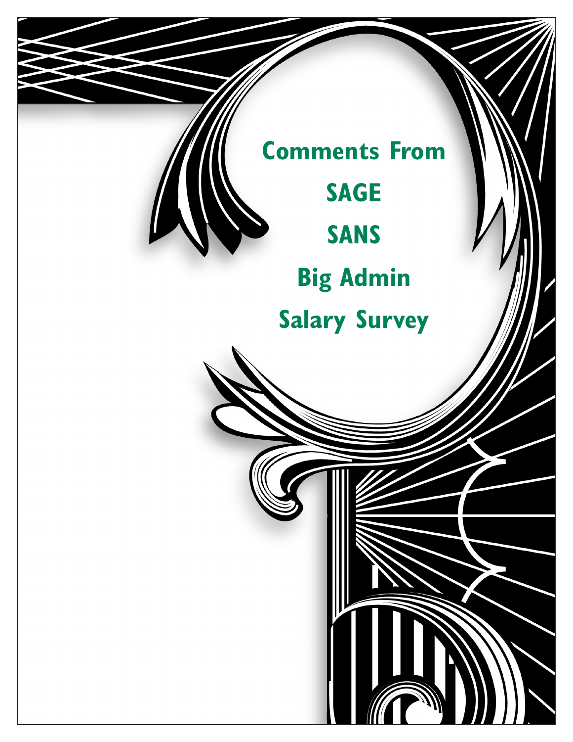# Comments From

# SAGE

# SANS

# Big Admin

# Salary Survey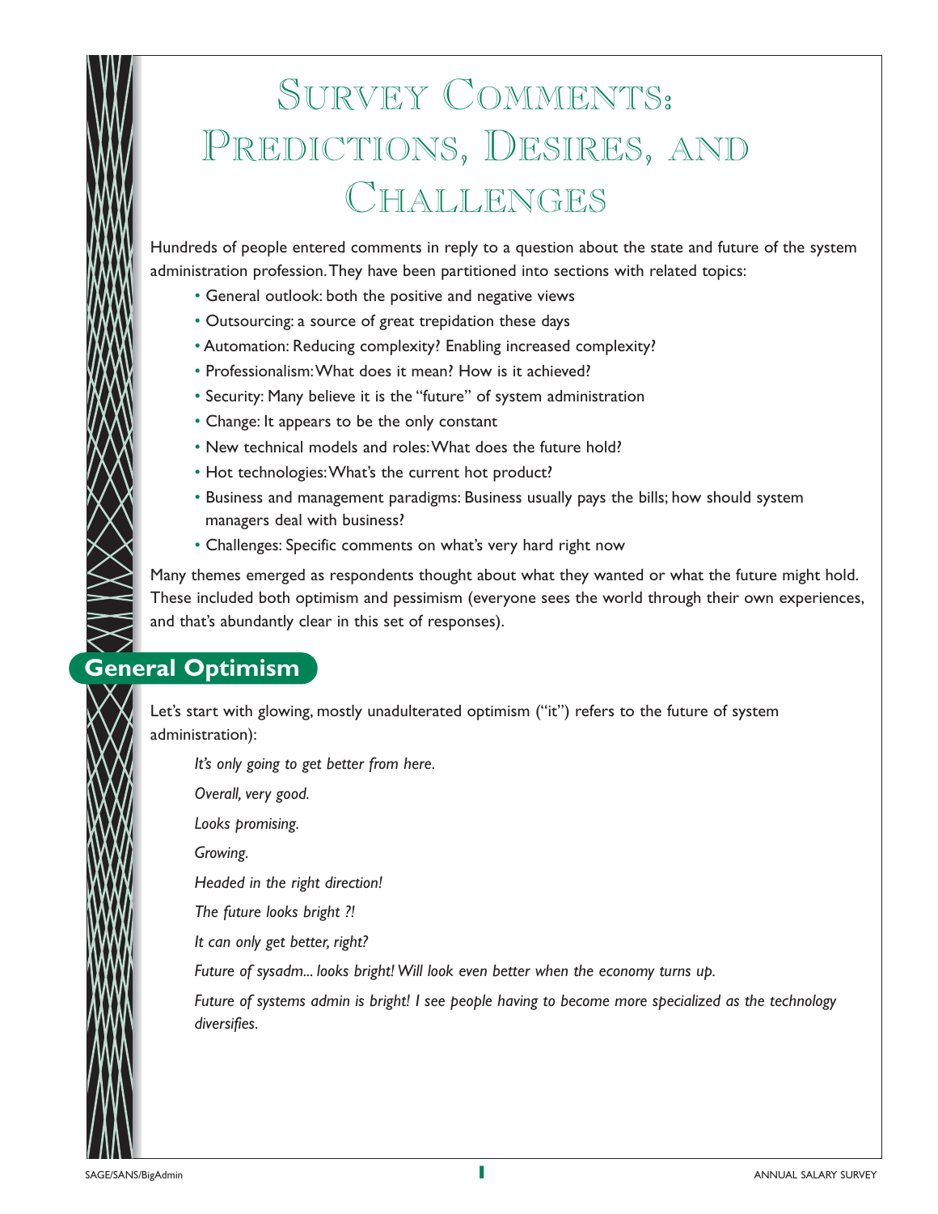# Survey Comments: Predictions, Desires, and Challenges

Hundreds of people entered comments in reply to a question about the state and future of the system administration profession. They have been partitioned into sections with related topics:

- General outlook: both the positive and negative views
- Outsourcing: a source of great trepidation these days
- Automation: Reducing complexity? Enabling increased complexity?
- Professionalism: What does it mean? How is it achieved?
- Security: Many believe it is the "future" of system administration
- Change: It appears to be the only constant
- New technical models and roles: What does the future hold?
- Hot technologies: What's the current hot product?
- Business and management paradigms: Business usually pays the bills; how should system managers deal with business?
- Challenges: Specific comments on what's very hard right now

Many themes emerged as respondents thought about what they wanted or what the future might hold. These included both optimism and pessimism (everyone sees the world through their own experiences, and that's abundantly clear in this set of responses).

## General Optimism

Let's start with glowing, mostly unadulterated optimism ("it") refers to the future of system administration):

*It's only going to get better from here.*

*Overall, very good.*

*Looks promising.*

*Growing.*

*Headed in the right direction!*

*The future looks bright ?!*

*It can only get better, right?*

*Future of sysadm... looks bright! Will look even better when the economy turns up.*

*Future of systems admin is bright! I see people having to become more specialized as the technology diversifies.*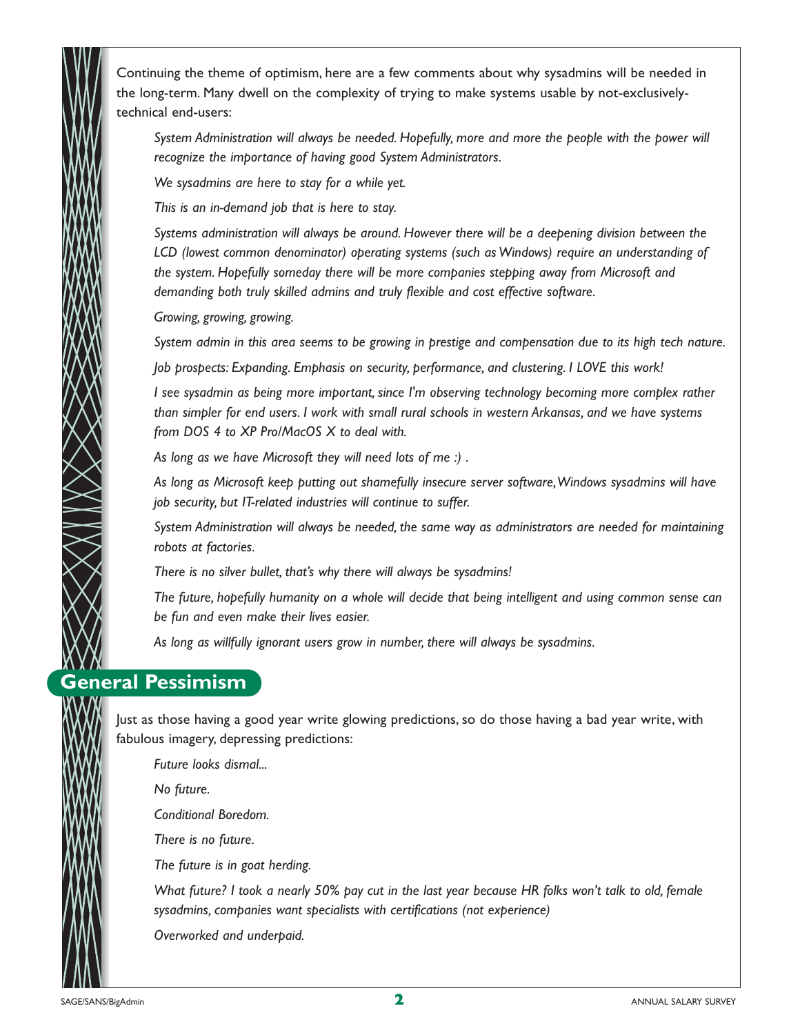Continuing the theme of optimism, here are a few comments about why sysadmins will be needed in the long-term. Many dwell on the complexity of trying to make systems usable by not-exclusively-technical end-users:

> *System Administration will always be needed. Hopefully, more and more the people with the power will recognize the importance of having good System Administrators.*
>
> *We sysadmins are here to stay for a while yet.*
>
> *This is an in-demand job that is here to stay.*
>
> *Systems administration will always be around. However there will be a deepening division between the LCD (lowest common denominator) operating systems (such as Windows) require an understanding of the system. Hopefully someday there will be more companies stepping away from Microsoft and demanding both truly skilled admins and truly flexible and cost effective software.*
>
> *Growing, growing, growing.*
>
> *System admin in this area seems to be growing in prestige and compensation due to its high tech nature.*
>
> *Job prospects: Expanding. Emphasis on security, performance, and clustering. I LOVE this work!*
>
> *I see sysadmin as being more important, since I'm observing technology becoming more complex rather than simpler for end users. I work with small rural schools in western Arkansas, and we have systems from DOS 4 to XP Pro/MacOS X to deal with.*
>
> *As long as we have Microsoft they will need lots of me :) .*
>
> *As long as Microsoft keep putting out shamefully insecure server software, Windows sysadmins will have job security, but IT-related industries will continue to suffer.*
>
> *System Administration will always be needed, the same way as administrators are needed for maintaining robots at factories.*
>
> *There is no silver bullet, that's why there will always be sysadmins!*
>
> *The future, hopefully humanity on a whole will decide that being intelligent and using common sense can be fun and even make their lives easier.*
>
> *As long as willfully ignorant users grow in number, there will always be sysadmins.*

## General Pessimism

Just as those having a good year write glowing predictions, so do those having a bad year write, with fabulous imagery, depressing predictions:

> *Future looks dismal...*
>
> *No future.*
>
> *Conditional Boredom.*
>
> *There is no future.*
>
> *The future is in goat herding.*
>
> *What future? I took a nearly 50% pay cut in the last year because HR folks won't talk to old, female sysadmins, companies want specialists with certifications (not experience)*
>
> *Overworked and underpaid.*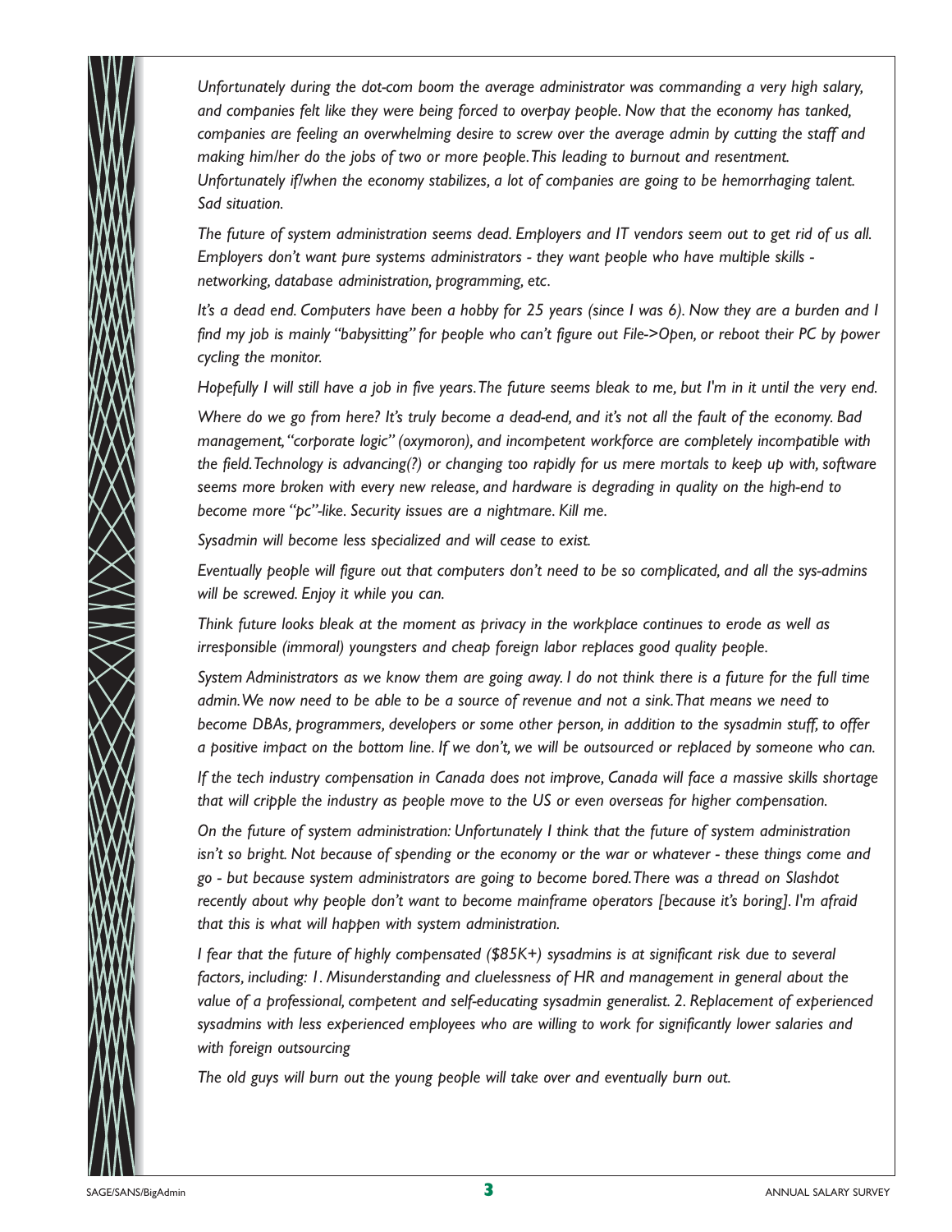*Unfortunately during the dot-com boom the average administrator was commanding a very high salary, and companies felt like they were being forced to overpay people. Now that the economy has tanked, companies are feeling an overwhelming desire to screw over the average admin by cutting the staff and making him/her do the jobs of two or more people. This leading to burnout and resentment. Unfortunately if/when the economy stabilizes, a lot of companies are going to be hemorrhaging talent. Sad situation.*

*The future of system administration seems dead. Employers and IT vendors seem out to get rid of us all. Employers don't want pure systems administrators - they want people who have multiple skills - networking, database administration, programming, etc.*

*It's a dead end. Computers have been a hobby for 25 years (since I was 6). Now they are a burden and I find my job is mainly "babysitting" for people who can't figure out File->Open, or reboot their PC by power cycling the monitor.*

*Hopefully I will still have a job in five years. The future seems bleak to me, but I'm in it until the very end.*

*Where do we go from here? It's truly become a dead-end, and it's not all the fault of the economy. Bad management, "corporate logic" (oxymoron), and incompetent workforce are completely incompatible with the field. Technology is advancing(?) or changing too rapidly for us mere mortals to keep up with, software seems more broken with every new release, and hardware is degrading in quality on the high-end to become more "pc"-like. Security issues are a nightmare. Kill me.*

*Sysadmin will become less specialized and will cease to exist.*

*Eventually people will figure out that computers don't need to be so complicated, and all the sys-admins will be screwed. Enjoy it while you can.*

*Think future looks bleak at the moment as privacy in the workplace continues to erode as well as irresponsible (immoral) youngsters and cheap foreign labor replaces good quality people.*

*System Administrators as we know them are going away. I do not think there is a future for the full time admin. We now need to be able to be a source of revenue and not a sink. That means we need to become DBAs, programmers, developers or some other person, in addition to the sysadmin stuff, to offer a positive impact on the bottom line. If we don't, we will be outsourced or replaced by someone who can.*

*If the tech industry compensation in Canada does not improve, Canada will face a massive skills shortage that will cripple the industry as people move to the US or even overseas for higher compensation.*

*On the future of system administration: Unfortunately I think that the future of system administration isn't so bright. Not because of spending or the economy or the war or whatever - these things come and go - but because system administrators are going to become bored. There was a thread on Slashdot recently about why people don't want to become mainframe operators [because it's boring]. I'm afraid that this is what will happen with system administration.*

*I fear that the future of highly compensated ($85K+) sysadmins is at significant risk due to several factors, including: 1. Misunderstanding and cluelessness of HR and management in general about the value of a professional, competent and self-educating sysadmin generalist. 2. Replacement of experienced sysadmins with less experienced employees who are willing to work for significantly lower salaries and with foreign outsourcing*

*The old guys will burn out the young people will take over and eventually burn out.*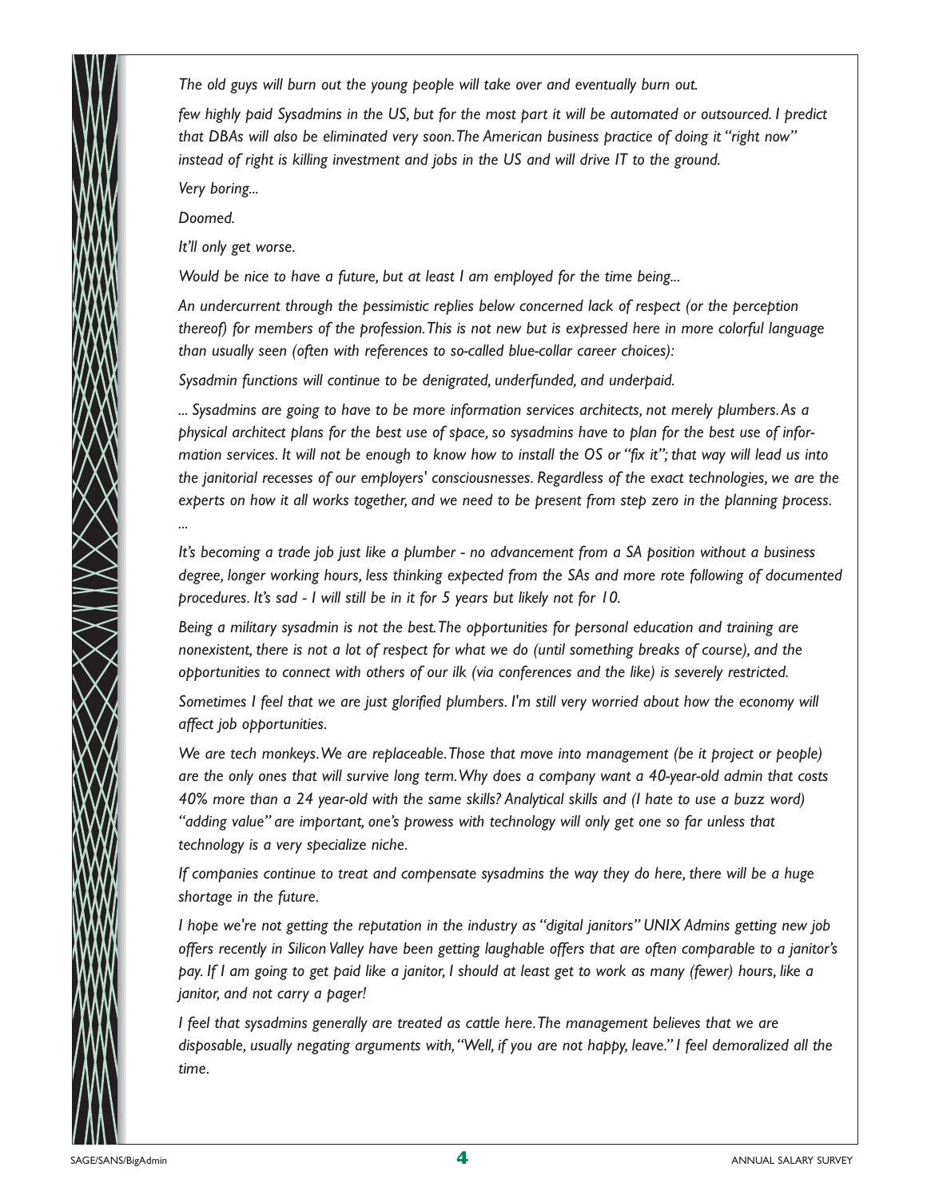*The old guys will burn out the young people will take over and eventually burn out.*

*few highly paid Sysadmins in the US, but for the most part it will be automated or outsourced. I predict that DBAs will also be eliminated very soon. The American business practice of doing it "right now" instead of right is killing investment and jobs in the US and will drive IT to the ground.*

*Very boring...*

*Doomed.*

*It'll only get worse.*

*Would be nice to have a future, but at least I am employed for the time being...*

*An undercurrent through the pessimistic replies below concerned lack of respect (or the perception thereof) for members of the profession. This is not new but is expressed here in more colorful language than usually seen (often with references to so-called blue-collar career choices):*

*Sysadmin functions will continue to be denigrated, underfunded, and underpaid.*

*... Sysadmins are going to have to be more information services architects, not merely plumbers. As a physical architect plans for the best use of space, so sysadmins have to plan for the best use of information services. It will not be enough to know how to install the OS or "fix it"; that way will lead us into the janitorial recesses of our employers' consciousnesses. Regardless of the exact technologies, we are the experts on how it all works together, and we need to be present from step zero in the planning process. ...*

*It's becoming a trade job just like a plumber - no advancement from a SA position without a business degree, longer working hours, less thinking expected from the SAs and more rote following of documented procedures. It's sad - I will still be in it for 5 years but likely not for 10.*

*Being a military sysadmin is not the best. The opportunities for personal education and training are nonexistent, there is not a lot of respect for what we do (until something breaks of course), and the opportunities to connect with others of our ilk (via conferences and the like) is severely restricted.*

*Sometimes I feel that we are just glorified plumbers. I'm still very worried about how the economy will affect job opportunities.*

*We are tech monkeys. We are replaceable. Those that move into management (be it project or people) are the only ones that will survive long term. Why does a company want a 40-year-old admin that costs 40% more than a 24 year-old with the same skills? Analytical skills and (I hate to use a buzz word) "adding value" are important, one's prowess with technology will only get one so far unless that technology is a very specialize niche.*

*If companies continue to treat and compensate sysadmins the way they do here, there will be a huge shortage in the future.*

*I hope we're not getting the reputation in the industry as "digital janitors" UNIX Admins getting new job offers recently in Silicon Valley have been getting laughable offers that are often comparable to a janitor's pay. If I am going to get paid like a janitor, I should at least get to work as many (fewer) hours, like a janitor, and not carry a pager!*

*I feel that sysadmins generally are treated as cattle here. The management believes that we are disposable, usually negating arguments with, "Well, if you are not happy, leave." I feel demoralized all the time.*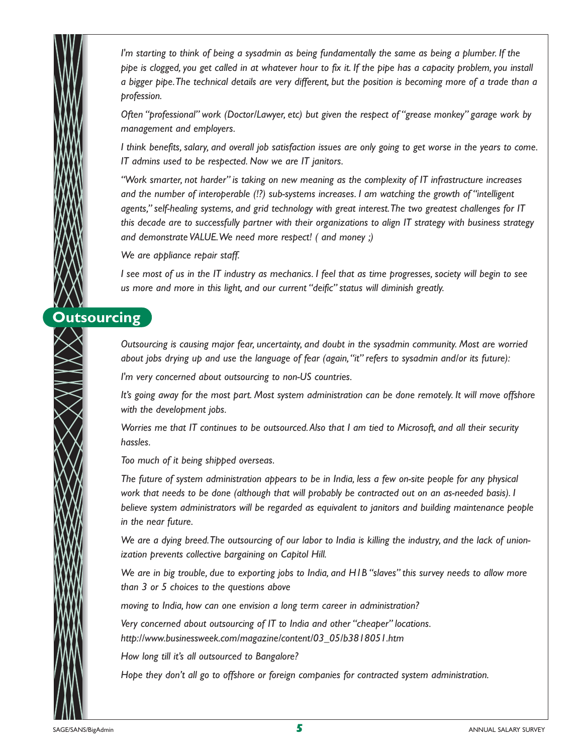*I'm starting to think of being a sysadmin as being fundamentally the same as being a plumber. If the pipe is clogged, you get called in at whatever hour to fix it. If the pipe has a capacity problem, you install a bigger pipe. The technical details are very different, but the position is becoming more of a trade than a profession.*

*Often "professional" work (Doctor/Lawyer, etc) but given the respect of "grease monkey" garage work by management and employers.*

*I think benefits, salary, and overall job satisfaction issues are only going to get worse in the years to come. IT admins used to be respected. Now we are IT janitors.*

*"Work smarter, not harder" is taking on new meaning as the complexity of IT infrastructure increases and the number of interoperable (!?) sub-systems increases. I am watching the growth of "intelligent agents," self-healing systems, and grid technology with great interest. The two greatest challenges for IT this decade are to successfully partner with their organizations to align IT strategy with business strategy and demonstrate VALUE. We need more respect! ( and money ;)*

*We are appliance repair staff.*

*I see most of us in the IT industry as mechanics. I feel that as time progresses, society will begin to see us more and more in this light, and our current "deific" status will diminish greatly.*

## Outsourcing

*Outsourcing is causing major fear, uncertainty, and doubt in the sysadmin community. Most are worried about jobs drying up and use the language of fear (again, "it" refers to sysadmin and/or its future):*

*I'm very concerned about outsourcing to non-US countries.*

*It's going away for the most part. Most system administration can be done remotely. It will move offshore with the development jobs.*

*Worries me that IT continues to be outsourced. Also that I am tied to Microsoft, and all their security hassles.*

*Too much of it being shipped overseas.*

*The future of system administration appears to be in India, less a few on-site people for any physical work that needs to be done (although that will probably be contracted out on an as-needed basis). I believe system administrators will be regarded as equivalent to janitors and building maintenance people in the near future.*

*We are a dying breed. The outsourcing of our labor to India is killing the industry, and the lack of unionization prevents collective bargaining on Capitol Hill.*

*We are in big trouble, due to exporting jobs to India, and H1B "slaves" this survey needs to allow more than 3 or 5 choices to the questions above*

*moving to India, how can one envision a long term career in administration?*

*Very concerned about outsourcing of IT to India and other "cheaper" locations. http://www.businessweek.com/magazine/content/03_05/b3818051.htm*

*How long till it's all outsourced to Bangalore?*

*Hope they don't all go to offshore or foreign companies for contracted system administration.*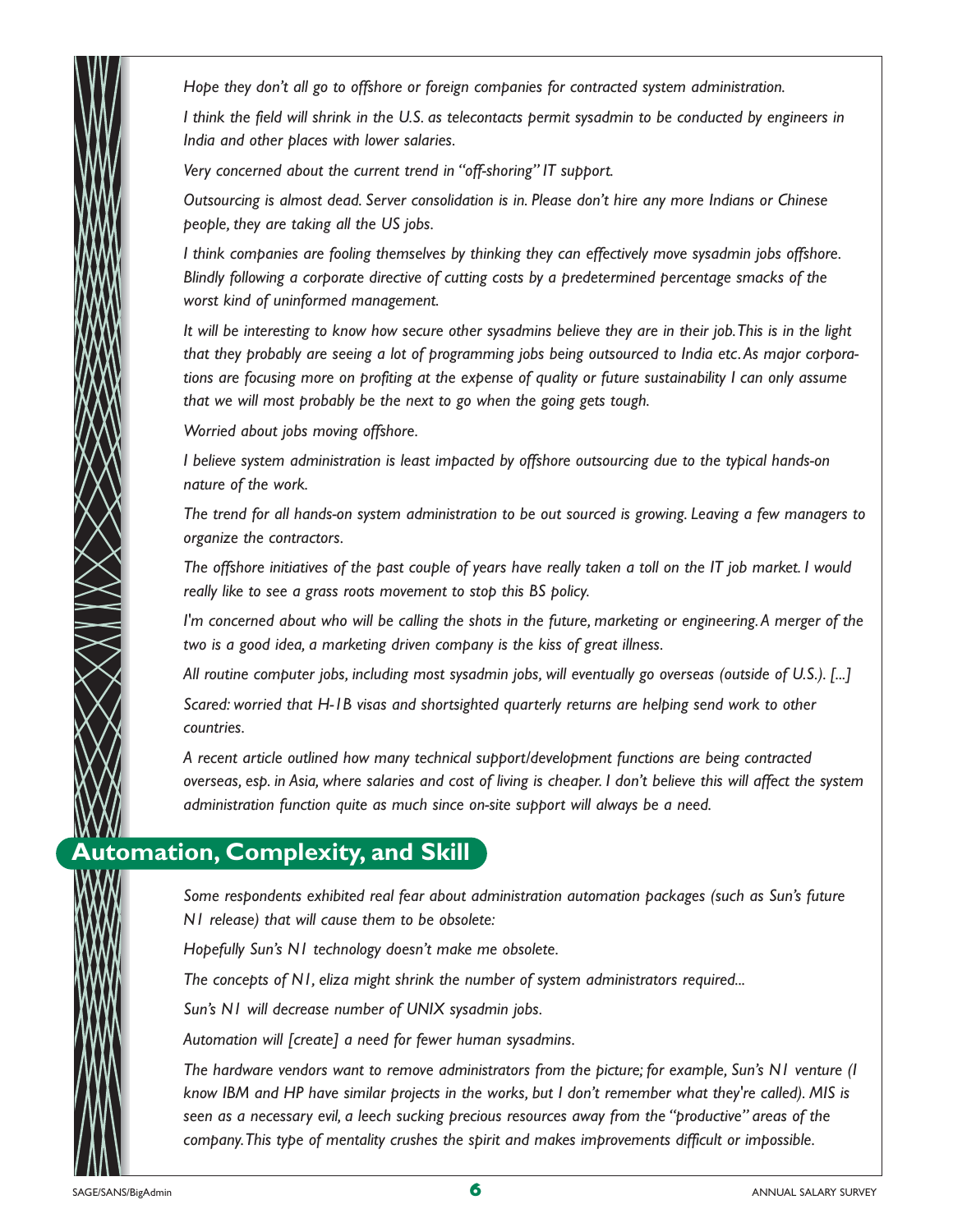*Hope they don't all go to offshore or foreign companies for contracted system administration.*

*I think the field will shrink in the U.S. as telecontacts permit sysadmin to be conducted by engineers in India and other places with lower salaries.*

*Very concerned about the current trend in "off-shoring" IT support.*

*Outsourcing is almost dead. Server consolidation is in. Please don't hire any more Indians or Chinese people, they are taking all the US jobs.*

*I think companies are fooling themselves by thinking they can effectively move sysadmin jobs offshore. Blindly following a corporate directive of cutting costs by a predetermined percentage smacks of the worst kind of uninformed management.*

*It will be interesting to know how secure other sysadmins believe they are in their job. This is in the light that they probably are seeing a lot of programming jobs being outsourced to India etc. As major corporations are focusing more on profiting at the expense of quality or future sustainability I can only assume that we will most probably be the next to go when the going gets tough.*

*Worried about jobs moving offshore.*

*I believe system administration is least impacted by offshore outsourcing due to the typical hands-on nature of the work.*

*The trend for all hands-on system administration to be out sourced is growing. Leaving a few managers to organize the contractors.*

*The offshore initiatives of the past couple of years have really taken a toll on the IT job market. I would really like to see a grass roots movement to stop this BS policy.*

*I'm concerned about who will be calling the shots in the future, marketing or engineering. A merger of the two is a good idea, a marketing driven company is the kiss of great illness.*

*All routine computer jobs, including most sysadmin jobs, will eventually go overseas (outside of U.S.). [...]*

*Scared: worried that H-1B visas and shortsighted quarterly returns are helping send work to other countries.*

*A recent article outlined how many technical support/development functions are being contracted overseas, esp. in Asia, where salaries and cost of living is cheaper. I don't believe this will affect the system administration function quite as much since on-site support will always be a need.*

## Automation, Complexity, and Skill

*Some respondents exhibited real fear about administration automation packages (such as Sun's future N1 release) that will cause them to be obsolete:*

*Hopefully Sun's N1 technology doesn't make me obsolete.*

*The concepts of N1, eliza might shrink the number of system administrators required...*

*Sun's N1 will decrease number of UNIX sysadmin jobs.*

*Automation will [create] a need for fewer human sysadmins.*

*The hardware vendors want to remove administrators from the picture; for example, Sun's N1 venture (I know IBM and HP have similar projects in the works, but I don't remember what they're called). MIS is seen as a necessary evil, a leech sucking precious resources away from the "productive" areas of the company. This type of mentality crushes the spirit and makes improvements difficult or impossible.*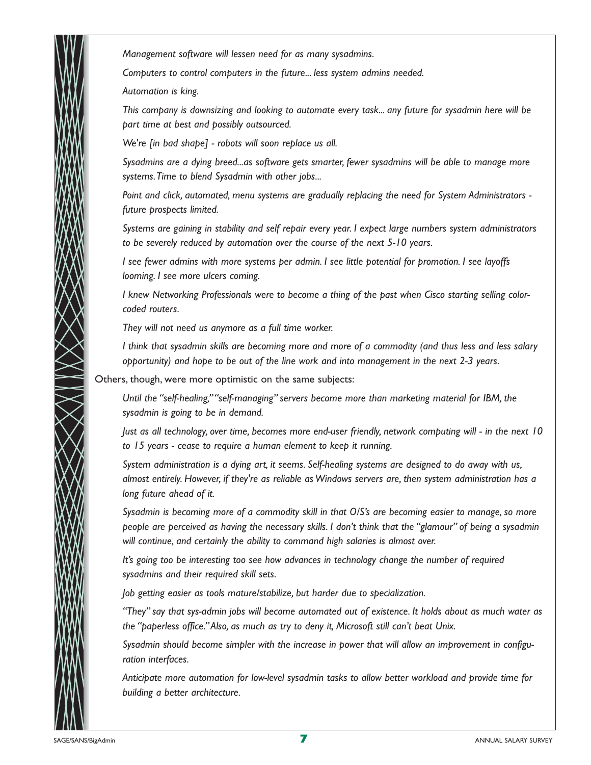*Management software will lessen need for as many sysadmins.*

*Computers to control computers in the future... less system admins needed.*

*Automation is king.*

*This company is downsizing and looking to automate every task... any future for sysadmin here will be part time at best and possibly outsourced.*

*We're [in bad shape] - robots will soon replace us all.*

*Sysadmins are a dying breed...as software gets smarter, fewer sysadmins will be able to manage more systems. Time to blend Sysadmin with other jobs...*

*Point and click, automated, menu systems are gradually replacing the need for System Administrators - future prospects limited.*

*Systems are gaining in stability and self repair every year. I expect large numbers system administrators to be severely reduced by automation over the course of the next 5-10 years.*

*I see fewer admins with more systems per admin. I see little potential for promotion. I see layoffs looming. I see more ulcers coming.*

*I knew Networking Professionals were to become a thing of the past when Cisco starting selling color-coded routers.*

*They will not need us anymore as a full time worker.*

*I think that sysadmin skills are becoming more and more of a commodity (and thus less and less salary opportunity) and hope to be out of the line work and into management in the next 2-3 years.*

Others, though, were more optimistic on the same subjects:

*Until the "self-healing," "self-managing" servers become more than marketing material for IBM, the sysadmin is going to be in demand.*

*Just as all technology, over time, becomes more end-user friendly, network computing will - in the next 10 to 15 years - cease to require a human element to keep it running.*

*System administration is a dying art, it seems. Self-healing systems are designed to do away with us, almost entirely. However, if they're as reliable as Windows servers are, then system administration has a long future ahead of it.*

*Sysadmin is becoming more of a commodity skill in that O/S's are becoming easier to manage, so more people are perceived as having the necessary skills. I don't think that the "glamour" of being a sysadmin will continue, and certainly the ability to command high salaries is almost over.*

*It's going too be interesting too see how advances in technology change the number of required sysadmins and their required skill sets.*

*Job getting easier as tools mature/stabilize, but harder due to specialization.*

*"They" say that sys-admin jobs will become automated out of existence. It holds about as much water as the "paperless office." Also, as much as try to deny it, Microsoft still can't beat Unix.*

*Sysadmin should become simpler with the increase in power that will allow an improvement in configuration interfaces.*

*Anticipate more automation for low-level sysadmin tasks to allow better workload and provide time for building a better architecture.*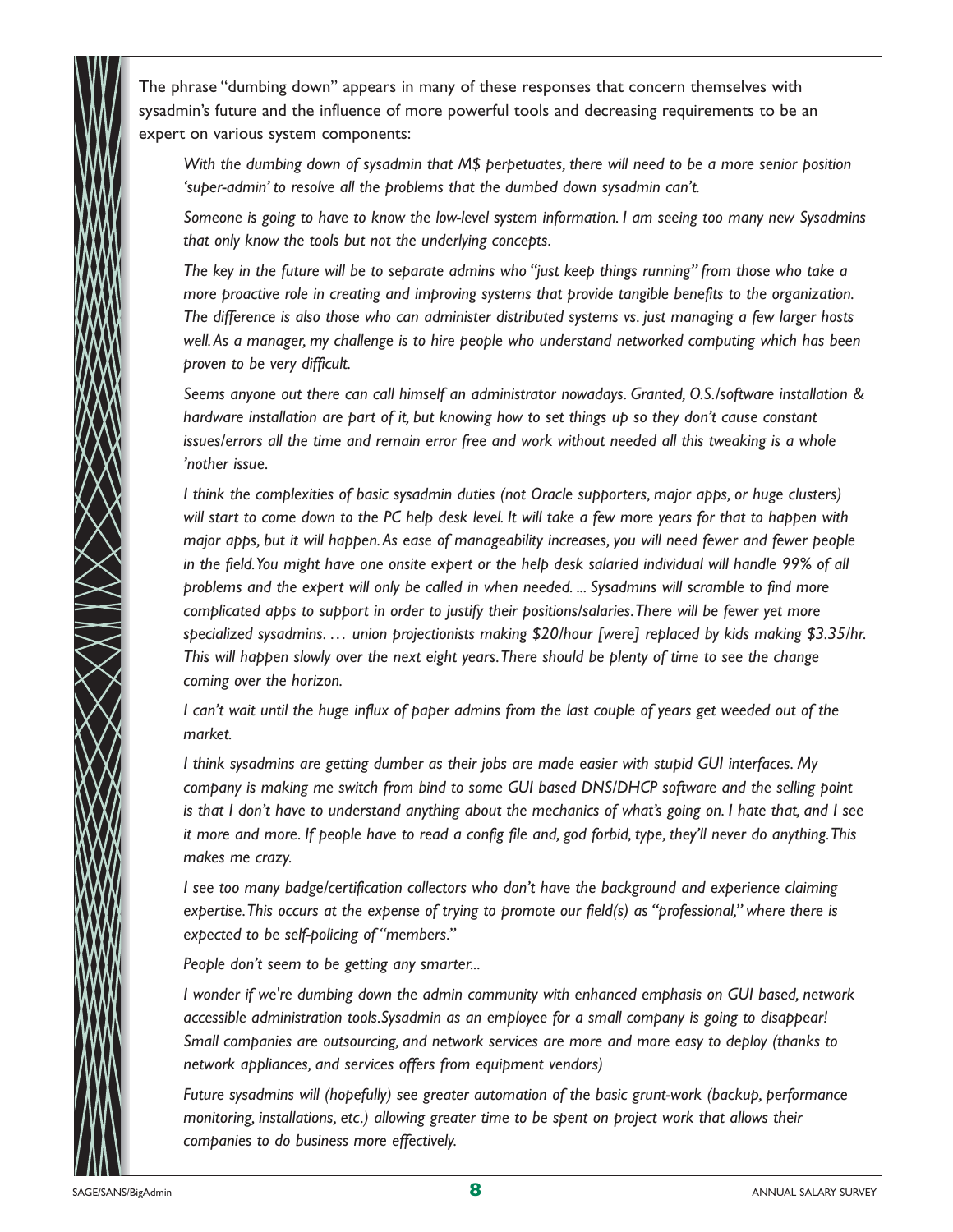The phrase "dumbing down" appears in many of these responses that concern themselves with sysadmin's future and the influence of more powerful tools and decreasing requirements to be an expert on various system components:

*With the dumbing down of sysadmin that M$ perpetuates, there will need to be a more senior position 'super-admin' to resolve all the problems that the dumbed down sysadmin can't.*

*Someone is going to have to know the low-level system information. I am seeing too many new Sysadmins that only know the tools but not the underlying concepts.*

*The key in the future will be to separate admins who "just keep things running" from those who take a more proactive role in creating and improving systems that provide tangible benefits to the organization. The difference is also those who can administer distributed systems vs. just managing a few larger hosts well. As a manager, my challenge is to hire people who understand networked computing which has been proven to be very difficult.*

*Seems anyone out there can call himself an administrator nowadays. Granted, O.S./software installation & hardware installation are part of it, but knowing how to set things up so they don't cause constant issues/errors all the time and remain error free and work without needed all this tweaking is a whole 'nother issue.*

*I think the complexities of basic sysadmin duties (not Oracle supporters, major apps, or huge clusters) will start to come down to the PC help desk level. It will take a few more years for that to happen with major apps, but it will happen. As ease of manageability increases, you will need fewer and fewer people in the field. You might have one onsite expert or the help desk salaried individual will handle 99% of all problems and the expert will only be called in when needed. ... Sysadmins will scramble to find more complicated apps to support in order to justify their positions/salaries. There will be fewer yet more specialized sysadmins. … union projectionists making $20/hour [were] replaced by kids making $3.35/hr. This will happen slowly over the next eight years. There should be plenty of time to see the change coming over the horizon.*

*I can't wait until the huge influx of paper admins from the last couple of years get weeded out of the market.*

*I think sysadmins are getting dumber as their jobs are made easier with stupid GUI interfaces. My company is making me switch from bind to some GUI based DNS/DHCP software and the selling point is that I don't have to understand anything about the mechanics of what's going on. I hate that, and I see it more and more. If people have to read a config file and, god forbid, type, they'll never do anything. This makes me crazy.*

*I see too many badge/certification collectors who don't have the background and experience claiming expertise. This occurs at the expense of trying to promote our field(s) as "professional," where there is expected to be self-policing of "members."*

*People don't seem to be getting any smarter...*

*I wonder if we're dumbing down the admin community with enhanced emphasis on GUI based, network accessible administration tools. Sysadmin as an employee for a small company is going to disappear! Small companies are outsourcing, and network services are more and more easy to deploy (thanks to network appliances, and services offers from equipment vendors)*

*Future sysadmins will (hopefully) see greater automation of the basic grunt-work (backup, performance monitoring, installations, etc.) allowing greater time to be spent on project work that allows their companies to do business more effectively.*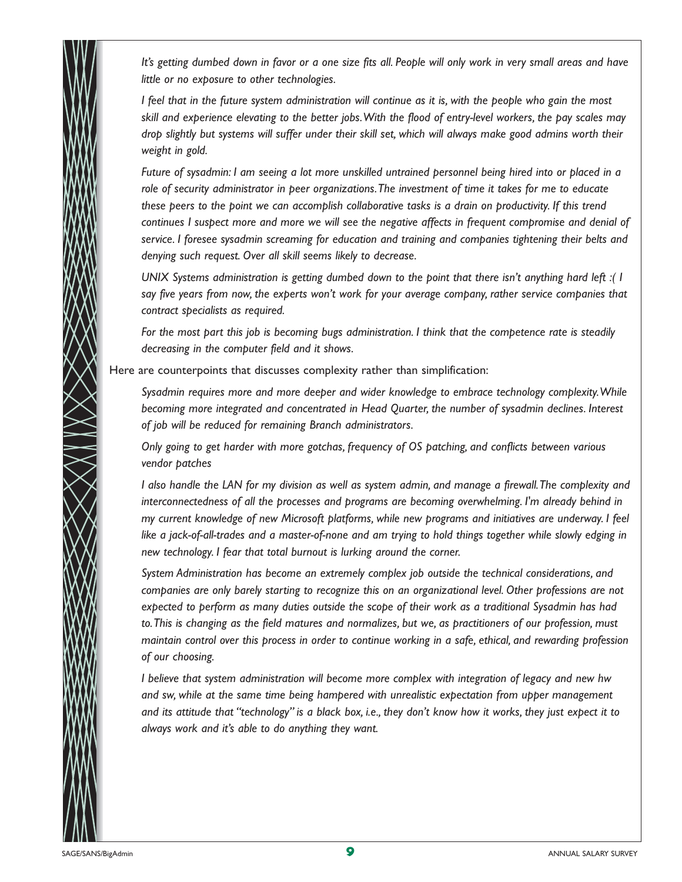*It's getting dumbed down in favor or a one size fits all. People will only work in very small areas and have little or no exposure to other technologies.*

*I feel that in the future system administration will continue as it is, with the people who gain the most skill and experience elevating to the better jobs. With the flood of entry-level workers, the pay scales may drop slightly but systems will suffer under their skill set, which will always make good admins worth their weight in gold.*

*Future of sysadmin: I am seeing a lot more unskilled untrained personnel being hired into or placed in a role of security administrator in peer organizations. The investment of time it takes for me to educate these peers to the point we can accomplish collaborative tasks is a drain on productivity. If this trend continues I suspect more and more we will see the negative affects in frequent compromise and denial of service. I foresee sysadmin screaming for education and training and companies tightening their belts and denying such request. Over all skill seems likely to decrease.*

*UNIX Systems administration is getting dumbed down to the point that there isn't anything hard left :( I say five years from now, the experts won't work for your average company, rather service companies that contract specialists as required.*

*For the most part this job is becoming bugs administration. I think that the competence rate is steadily decreasing in the computer field and it shows.*

Here are counterpoints that discusses complexity rather than simplification:

*Sysadmin requires more and more deeper and wider knowledge to embrace technology complexity. While becoming more integrated and concentrated in Head Quarter, the number of sysadmin declines. Interest of job will be reduced for remaining Branch administrators.*

*Only going to get harder with more gotchas, frequency of OS patching, and conflicts between various vendor patches*

*I also handle the LAN for my division as well as system admin, and manage a firewall. The complexity and interconnectedness of all the processes and programs are becoming overwhelming. I'm already behind in my current knowledge of new Microsoft platforms, while new programs and initiatives are underway. I feel like a jack-of-all-trades and a master-of-none and am trying to hold things together while slowly edging in new technology. I fear that total burnout is lurking around the corner.*

*System Administration has become an extremely complex job outside the technical considerations, and companies are only barely starting to recognize this on an organizational level. Other professions are not expected to perform as many duties outside the scope of their work as a traditional Sysadmin has had to. This is changing as the field matures and normalizes, but we, as practitioners of our profession, must maintain control over this process in order to continue working in a safe, ethical, and rewarding profession of our choosing.*

*I believe that system administration will become more complex with integration of legacy and new hw and sw, while at the same time being hampered with unrealistic expectation from upper management and its attitude that "technology" is a black box, i.e., they don't know how it works, they just expect it to always work and it's able to do anything they want.*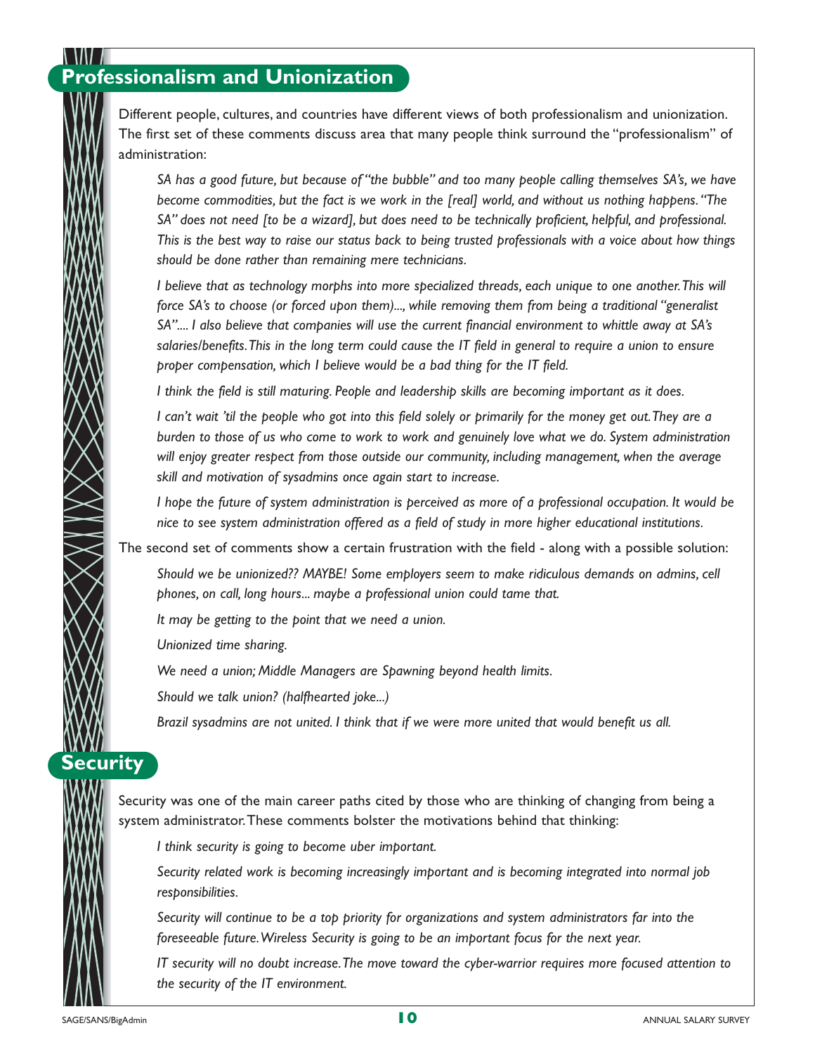## Professionalism and Unionization

Different people, cultures, and countries have different views of both professionalism and unionization. The first set of these comments discuss area that many people think surround the "professionalism" of administration:

> *SA has a good future, but because of "the bubble" and too many people calling themselves SA's, we have become commodities, but the fact is we work in the [real] world, and without us nothing happens. "The SA" does not need [to be a wizard], but does need to be technically proficient, helpful, and professional. This is the best way to raise our status back to being trusted professionals with a voice about how things should be done rather than remaining mere technicians.*
>
> *I believe that as technology morphs into more specialized threads, each unique to one another. This will force SA's to choose (or forced upon them)..., while removing them from being a traditional "generalist SA".... I also believe that companies will use the current financial environment to whittle away at SA's salaries/benefits. This in the long term could cause the IT field in general to require a union to ensure proper compensation, which I believe would be a bad thing for the IT field.*
>
> *I think the field is still maturing. People and leadership skills are becoming important as it does.*
>
> *I can't wait 'til the people who got into this field solely or primarily for the money get out. They are a burden to those of us who come to work to work and genuinely love what we do. System administration will enjoy greater respect from those outside our community, including management, when the average skill and motivation of sysadmins once again start to increase.*
>
> *I hope the future of system administration is perceived as more of a professional occupation. It would be nice to see system administration offered as a field of study in more higher educational institutions.*

The second set of comments show a certain frustration with the field - along with a possible solution:

> *Should we be unionized?? MAYBE! Some employers seem to make ridiculous demands on admins, cell phones, on call, long hours... maybe a professional union could tame that.*
>
> *It may be getting to the point that we need a union.*
>
> *Unionized time sharing.*
>
> *We need a union; Middle Managers are Spawning beyond health limits.*
>
> *Should we talk union? (halfhearted joke...)*
>
> *Brazil sysadmins are not united. I think that if we were more united that would benefit us all.*

## Security

Security was one of the main career paths cited by those who are thinking of changing from being a system administrator. These comments bolster the motivations behind that thinking:

> *I think security is going to become uber important.*
>
> *Security related work is becoming increasingly important and is becoming integrated into normal job responsibilities.*
>
> *Security will continue to be a top priority for organizations and system administrators far into the foreseeable future. Wireless Security is going to be an important focus for the next year.*
>
> *IT security will no doubt increase. The move toward the cyber-warrior requires more focused attention to the security of the IT environment.*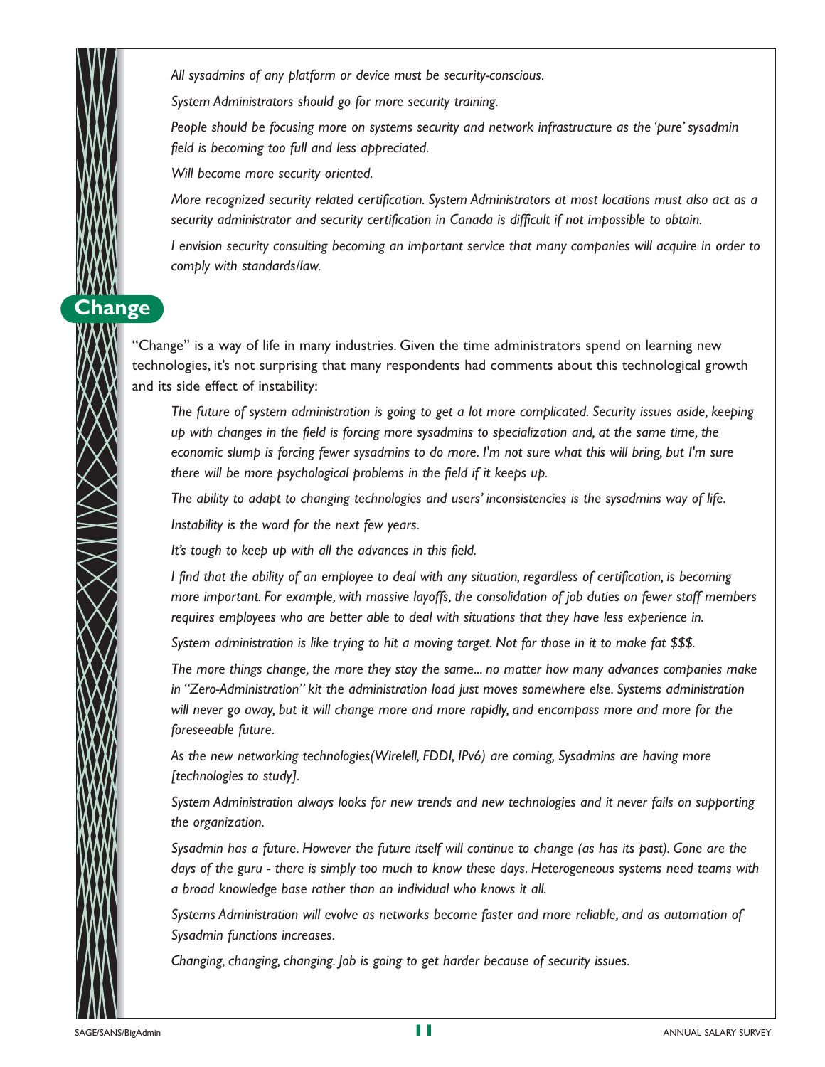*All sysadmins of any platform or device must be security-conscious.*

*System Administrators should go for more security training.*

*People should be focusing more on systems security and network infrastructure as the 'pure' sysadmin field is becoming too full and less appreciated.*

*Will become more security oriented.*

*More recognized security related certification. System Administrators at most locations must also act as a security administrator and security certification in Canada is difficult if not impossible to obtain.*

*I envision security consulting becoming an important service that many companies will acquire in order to comply with standards/law.*

## Change

"Change" is a way of life in many industries. Given the time administrators spend on learning new technologies, it's not surprising that many respondents had comments about this technological growth and its side effect of instability:

*The future of system administration is going to get a lot more complicated. Security issues aside, keeping up with changes in the field is forcing more sysadmins to specialization and, at the same time, the economic slump is forcing fewer sysadmins to do more. I'm not sure what this will bring, but I'm sure there will be more psychological problems in the field if it keeps up.*

*The ability to adapt to changing technologies and users' inconsistencies is the sysadmins way of life.*

*Instability is the word for the next few years.*

*It's tough to keep up with all the advances in this field.*

*I find that the ability of an employee to deal with any situation, regardless of certification, is becoming more important. For example, with massive layoffs, the consolidation of job duties on fewer staff members requires employees who are better able to deal with situations that they have less experience in.*

*System administration is like trying to hit a moving target. Not for those in it to make fat $$$.*

*The more things change, the more they stay the same... no matter how many advances companies make in "Zero-Administration" kit the administration load just moves somewhere else. Systems administration will never go away, but it will change more and more rapidly, and encompass more and more for the foreseeable future.*

*As the new networking technologies(Wirelell, FDDI, IPv6) are coming, Sysadmins are having more [technologies to study].*

*System Administration always looks for new trends and new technologies and it never fails on supporting the organization.*

*Sysadmin has a future. However the future itself will continue to change (as has its past). Gone are the days of the guru - there is simply too much to know these days. Heterogeneous systems need teams with a broad knowledge base rather than an individual who knows it all.*

*Systems Administration will evolve as networks become faster and more reliable, and as automation of Sysadmin functions increases.*

*Changing, changing, changing. Job is going to get harder because of security issues.*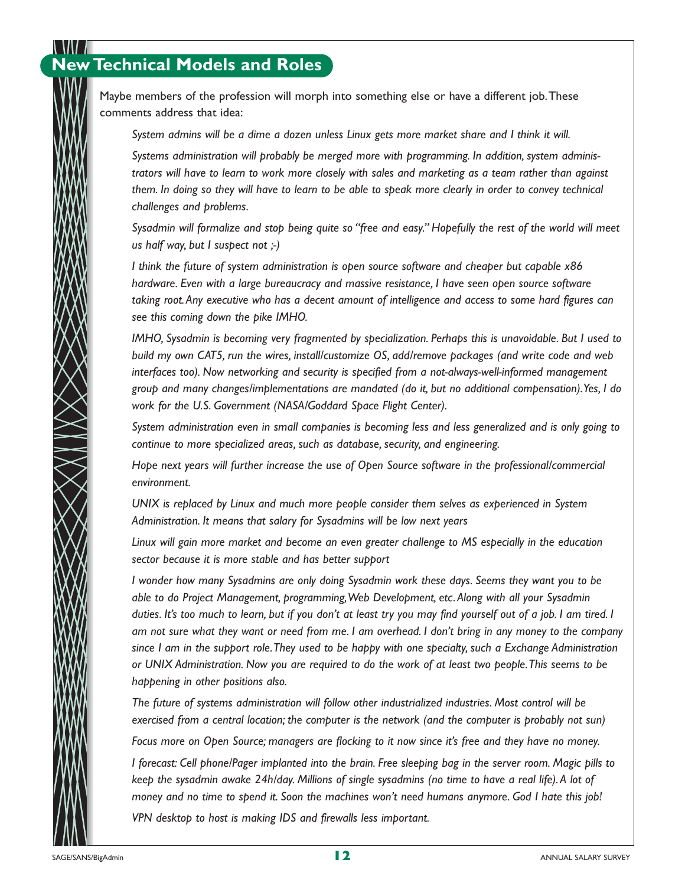## New Technical Models and Roles

Maybe members of the profession will morph into something else or have a different job. These comments address that idea:

*System admins will be a dime a dozen unless Linux gets more market share and I think it will.*

*Systems administration will probably be merged more with programming. In addition, system administrators will have to learn to work more closely with sales and marketing as a team rather than against them. In doing so they will have to learn to be able to speak more clearly in order to convey technical challenges and problems.*

*Sysadmin will formalize and stop being quite so "free and easy." Hopefully the rest of the world will meet us half way, but I suspect not ;-)*

*I think the future of system administration is open source software and cheaper but capable x86 hardware. Even with a large bureaucracy and massive resistance, I have seen open source software taking root. Any executive who has a decent amount of intelligence and access to some hard figures can see this coming down the pike IMHO.*

*IMHO, Sysadmin is becoming very fragmented by specialization. Perhaps this is unavoidable. But I used to build my own CAT5, run the wires, install/customize OS, add/remove packages (and write code and web interfaces too). Now networking and security is specified from a not-always-well-informed management group and many changes/implementations are mandated (do it, but no additional compensation). Yes, I do work for the U.S. Government (NASA/Goddard Space Flight Center).*

*System administration even in small companies is becoming less and less generalized and is only going to continue to more specialized areas, such as database, security, and engineering.*

*Hope next years will further increase the use of Open Source software in the professional/commercial environment.*

*UNIX is replaced by Linux and much more people consider them selves as experienced in System Administration. It means that salary for Sysadmins will be low next years*

*Linux will gain more market and become an even greater challenge to MS especially in the education sector because it is more stable and has better support*

*I wonder how many Sysadmins are only doing Sysadmin work these days. Seems they want you to be able to do Project Management, programming, Web Development, etc. Along with all your Sysadmin duties. It's too much to learn, but if you don't at least try you may find yourself out of a job. I am tired. I am not sure what they want or need from me. I am overhead. I don't bring in any money to the company since I am in the support role. They used to be happy with one specialty, such a Exchange Administration or UNIX Administration. Now you are required to do the work of at least two people. This seems to be happening in other positions also.*

*The future of systems administration will follow other industrialized industries. Most control will be exercised from a central location; the computer is the network (and the computer is probably not sun)*

*Focus more on Open Source; managers are flocking to it now since it's free and they have no money.*

*I forecast: Cell phone/Pager implanted into the brain. Free sleeping bag in the server room. Magic pills to keep the sysadmin awake 24h/day. Millions of single sysadmins (no time to have a real life). A lot of money and no time to spend it. Soon the machines won't need humans anymore. God I hate this job!*

*VPN desktop to host is making IDS and firewalls less important.*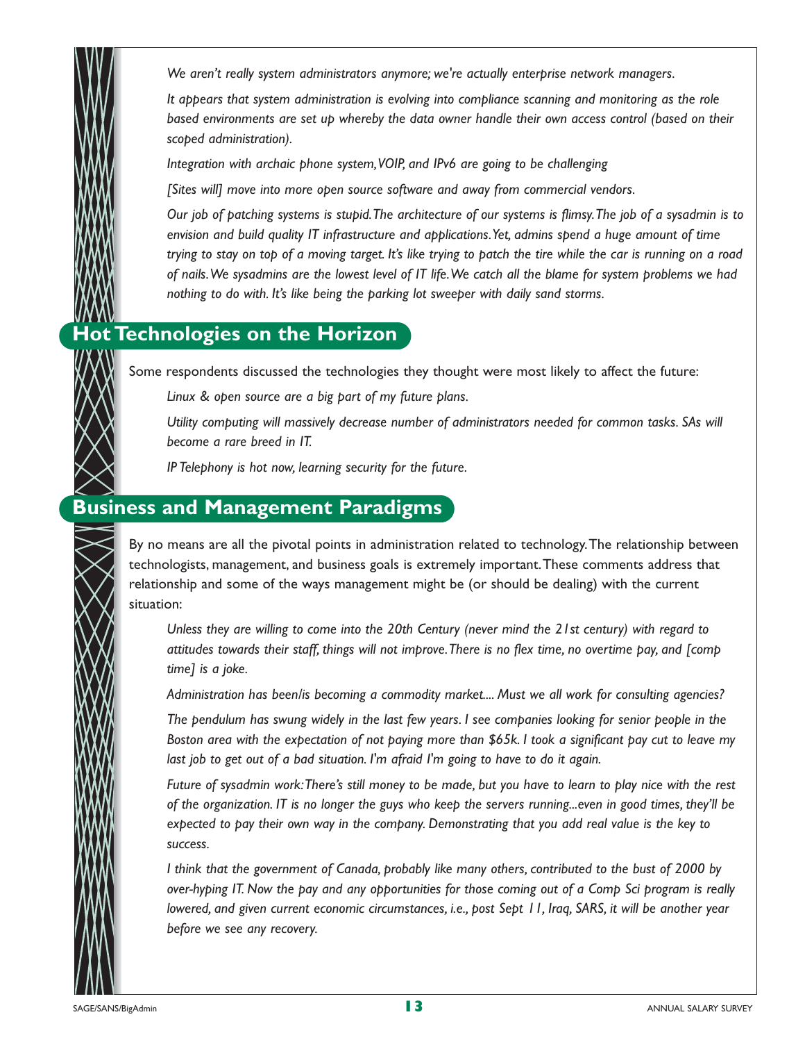*We aren't really system administrators anymore; we're actually enterprise network managers.*

*It appears that system administration is evolving into compliance scanning and monitoring as the role based environments are set up whereby the data owner handle their own access control (based on their scoped administration).*

*Integration with archaic phone system, VOIP, and IPv6 are going to be challenging*

*[Sites will] move into more open source software and away from commercial vendors.*

*Our job of patching systems is stupid. The architecture of our systems is flimsy. The job of a sysadmin is to envision and build quality IT infrastructure and applications. Yet, admins spend a huge amount of time trying to stay on top of a moving target. It's like trying to patch the tire while the car is running on a road of nails. We sysadmins are the lowest level of IT life. We catch all the blame for system problems we had nothing to do with. It's like being the parking lot sweeper with daily sand storms.*

## Hot Technologies on the Horizon

Some respondents discussed the technologies they thought were most likely to affect the future:

*Linux & open source are a big part of my future plans.*

*Utility computing will massively decrease number of administrators needed for common tasks. SAs will become a rare breed in IT.*

*IP Telephony is hot now, learning security for the future.*

## Business and Management Paradigms

By no means are all the pivotal points in administration related to technology. The relationship between technologists, management, and business goals is extremely important. These comments address that relationship and some of the ways management might be (or should be dealing) with the current situation:

*Unless they are willing to come into the 20th Century (never mind the 21st century) with regard to attitudes towards their staff, things will not improve. There is no flex time, no overtime pay, and [comp time] is a joke.*

*Administration has been/is becoming a commodity market.... Must we all work for consulting agencies?*

*The pendulum has swung widely in the last few years. I see companies looking for senior people in the Boston area with the expectation of not paying more than $65k. I took a significant pay cut to leave my last job to get out of a bad situation. I'm afraid I'm going to have to do it again.*

*Future of sysadmin work: There's still money to be made, but you have to learn to play nice with the rest of the organization. IT is no longer the guys who keep the servers running...even in good times, they'll be expected to pay their own way in the company. Demonstrating that you add real value is the key to success.*

*I think that the government of Canada, probably like many others, contributed to the bust of 2000 by over-hyping IT. Now the pay and any opportunities for those coming out of a Comp Sci program is really lowered, and given current economic circumstances, i.e., post Sept 11, Iraq, SARS, it will be another year before we see any recovery.*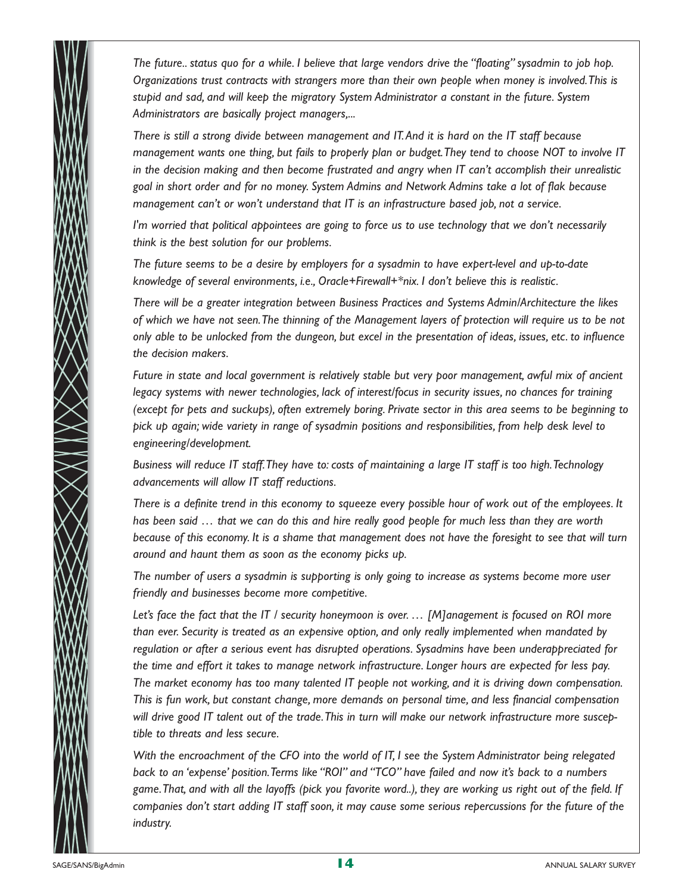*The future.. status quo for a while. I believe that large vendors drive the "floating" sysadmin to job hop. Organizations trust contracts with strangers more than their own people when money is involved. This is stupid and sad, and will keep the migratory System Administrator a constant in the future. System Administrators are basically project managers,...*

*There is still a strong divide between management and IT. And it is hard on the IT staff because management wants one thing, but fails to properly plan or budget. They tend to choose NOT to involve IT in the decision making and then become frustrated and angry when IT can't accomplish their unrealistic goal in short order and for no money. System Admins and Network Admins take a lot of flak because management can't or won't understand that IT is an infrastructure based job, not a service.*

*I'm worried that political appointees are going to force us to use technology that we don't necessarily think is the best solution for our problems.*

*The future seems to be a desire by employers for a sysadmin to have expert-level and up-to-date knowledge of several environments, i.e., Oracle+Firewall+*nix. I don't believe this is realistic.*

*There will be a greater integration between Business Practices and Systems Admin/Architecture the likes of which we have not seen. The thinning of the Management layers of protection will require us to be not only able to be unlocked from the dungeon, but excel in the presentation of ideas, issues, etc. to influence the decision makers.*

*Future in state and local government is relatively stable but very poor management, awful mix of ancient legacy systems with newer technologies, lack of interest/focus in security issues, no chances for training (except for pets and suckups), often extremely boring. Private sector in this area seems to be beginning to pick up again; wide variety in range of sysadmin positions and responsibilities, from help desk level to engineering/development.*

*Business will reduce IT staff. They have to: costs of maintaining a large IT staff is too high. Technology advancements will allow IT staff reductions.*

*There is a definite trend in this economy to squeeze every possible hour of work out of the employees. It has been said … that we can do this and hire really good people for much less than they are worth because of this economy. It is a shame that management does not have the foresight to see that will turn around and haunt them as soon as the economy picks up.*

*The number of users a sysadmin is supporting is only going to increase as systems become more user friendly and businesses become more competitive.*

*Let's face the fact that the IT / security honeymoon is over. … [M]anagement is focused on ROI more than ever. Security is treated as an expensive option, and only really implemented when mandated by regulation or after a serious event has disrupted operations. Sysadmins have been underappreciated for the time and effort it takes to manage network infrastructure. Longer hours are expected for less pay. The market economy has too many talented IT people not working, and it is driving down compensation. This is fun work, but constant change, more demands on personal time, and less financial compensation will drive good IT talent out of the trade. This in turn will make our network infrastructure more susceptible to threats and less secure.*

*With the encroachment of the CFO into the world of IT, I see the System Administrator being relegated back to an 'expense' position. Terms like "ROI" and "TCO" have failed and now it's back to a numbers game. That, and with all the layoffs (pick you favorite word..), they are working us right out of the field. If companies don't start adding IT staff soon, it may cause some serious repercussions for the future of the industry.*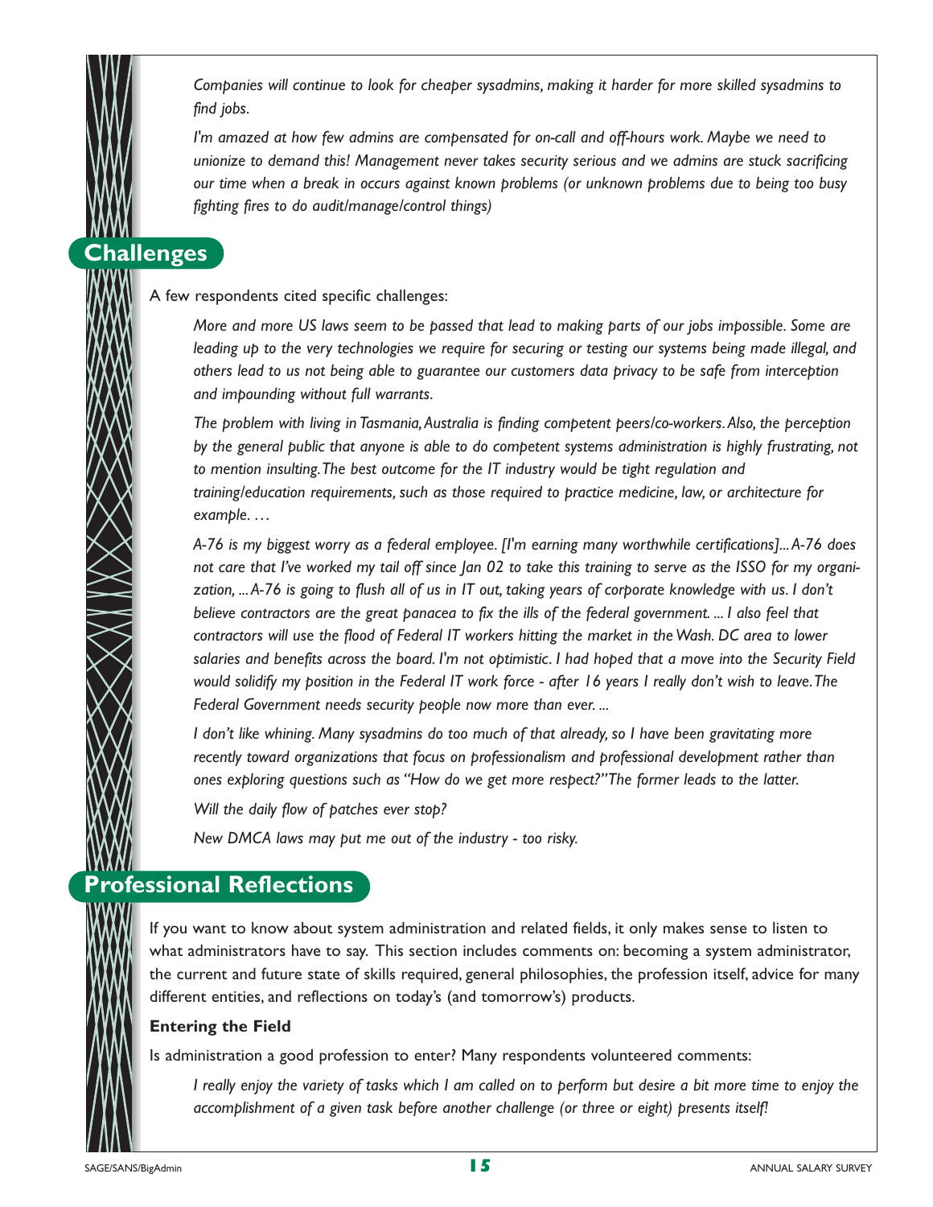*Companies will continue to look for cheaper sysadmins, making it harder for more skilled sysadmins to find jobs.*

*I'm amazed at how few admins are compensated for on-call and off-hours work. Maybe we need to unionize to demand this! Management never takes security serious and we admins are stuck sacrificing our time when a break in occurs against known problems (or unknown problems due to being too busy fighting fires to do audit/manage/control things)*

## Challenges

A few respondents cited specific challenges:

*More and more US laws seem to be passed that lead to making parts of our jobs impossible. Some are leading up to the very technologies we require for securing or testing our systems being made illegal, and others lead to us not being able to guarantee our customers data privacy to be safe from interception and impounding without full warrants.*

*The problem with living in Tasmania, Australia is finding competent peers/co-workers. Also, the perception by the general public that anyone is able to do competent systems administration is highly frustrating, not to mention insulting. The best outcome for the IT industry would be tight regulation and training/education requirements, such as those required to practice medicine, law, or architecture for example. …*

*A-76 is my biggest worry as a federal employee. [I'm earning many worthwhile certifications]... A-76 does not care that I've worked my tail off since Jan 02 to take this training to serve as the ISSO for my organization, ... A-76 is going to flush all of us in IT out, taking years of corporate knowledge with us. I don't believe contractors are the great panacea to fix the ills of the federal government. ... I also feel that contractors will use the flood of Federal IT workers hitting the market in the Wash. DC area to lower salaries and benefits across the board. I'm not optimistic. I had hoped that a move into the Security Field would solidify my position in the Federal IT work force - after 16 years I really don't wish to leave. The Federal Government needs security people now more than ever. ...*

*I don't like whining. Many sysadmins do too much of that already, so I have been gravitating more recently toward organizations that focus on professionalism and professional development rather than ones exploring questions such as "How do we get more respect?" The former leads to the latter.*

*Will the daily flow of patches ever stop?*

*New DMCA laws may put me out of the industry - too risky.*

## Professional Reflections

If you want to know about system administration and related fields, it only makes sense to listen to what administrators have to say. This section includes comments on: becoming a system administrator, the current and future state of skills required, general philosophies, the profession itself, advice for many different entities, and reflections on today's (and tomorrow's) products.

### Entering the Field

Is administration a good profession to enter? Many respondents volunteered comments:

*I really enjoy the variety of tasks which I am called on to perform but desire a bit more time to enjoy the accomplishment of a given task before another challenge (or three or eight) presents itself!*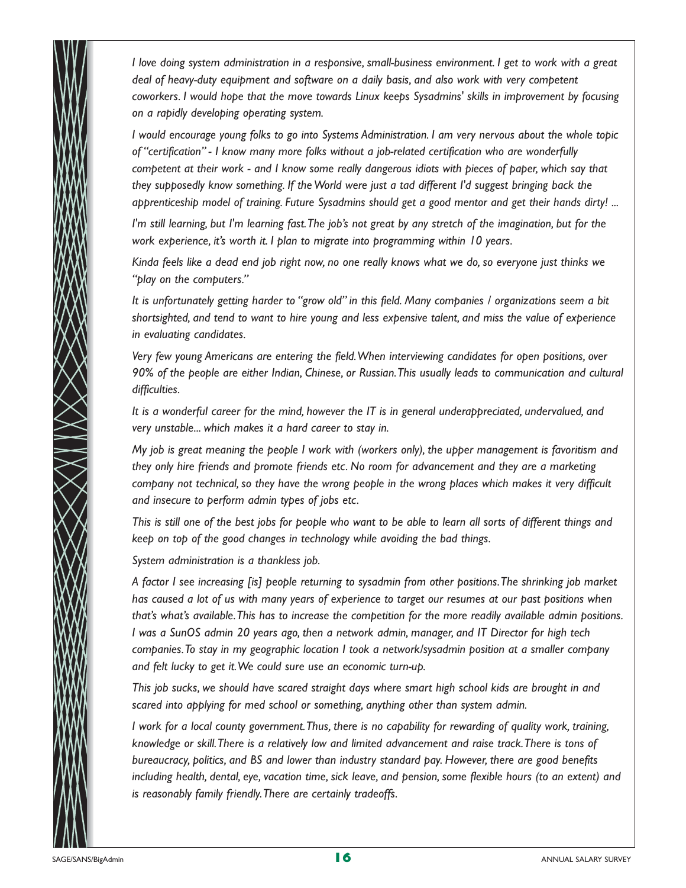*I love doing system administration in a responsive, small-business environment. I get to work with a great deal of heavy-duty equipment and software on a daily basis, and also work with very competent coworkers. I would hope that the move towards Linux keeps Sysadmins' skills in improvement by focusing on a rapidly developing operating system.*

*I would encourage young folks to go into Systems Administration. I am very nervous about the whole topic of "certification" - I know many more folks without a job-related certification who are wonderfully competent at their work - and I know some really dangerous idiots with pieces of paper, which say that they supposedly know something. If the World were just a tad different I'd suggest bringing back the apprenticeship model of training. Future Sysadmins should get a good mentor and get their hands dirty! ...*

*I'm still learning, but I'm learning fast. The job's not great by any stretch of the imagination, but for the work experience, it's worth it. I plan to migrate into programming within 10 years.*

*Kinda feels like a dead end job right now, no one really knows what we do, so everyone just thinks we "play on the computers."*

*It is unfortunately getting harder to "grow old" in this field. Many companies / organizations seem a bit shortsighted, and tend to want to hire young and less expensive talent, and miss the value of experience in evaluating candidates.*

*Very few young Americans are entering the field. When interviewing candidates for open positions, over 90% of the people are either Indian, Chinese, or Russian. This usually leads to communication and cultural difficulties.*

*It is a wonderful career for the mind, however the IT is in general underappreciated, undervalued, and very unstable... which makes it a hard career to stay in.*

*My job is great meaning the people I work with (workers only), the upper management is favoritism and they only hire friends and promote friends etc. No room for advancement and they are a marketing company not technical, so they have the wrong people in the wrong places which makes it very difficult and insecure to perform admin types of jobs etc.*

*This is still one of the best jobs for people who want to be able to learn all sorts of different things and keep on top of the good changes in technology while avoiding the bad things.*

*System administration is a thankless job.*

*A factor I see increasing [is] people returning to sysadmin from other positions. The shrinking job market has caused a lot of us with many years of experience to target our resumes at our past positions when that's what's available. This has to increase the competition for the more readily available admin positions. I was a SunOS admin 20 years ago, then a network admin, manager, and IT Director for high tech companies. To stay in my geographic location I took a network/sysadmin position at a smaller company and felt lucky to get it. We could sure use an economic turn-up.*

*This job sucks, we should have scared straight days where smart high school kids are brought in and scared into applying for med school or something, anything other than system admin.*

*I work for a local county government. Thus, there is no capability for rewarding of quality work, training, knowledge or skill. There is a relatively low and limited advancement and raise track. There is tons of bureaucracy, politics, and BS and lower than industry standard pay. However, there are good benefits including health, dental, eye, vacation time, sick leave, and pension, some flexible hours (to an extent) and is reasonably family friendly. There are certainly tradeoffs.*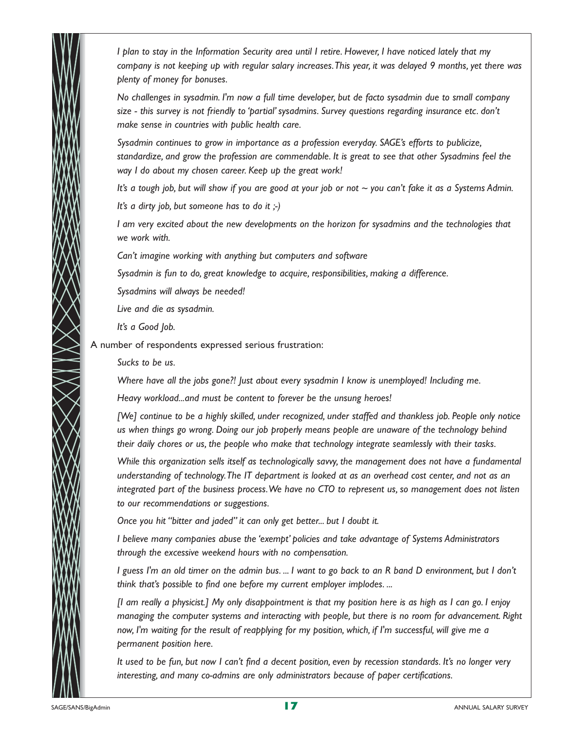*I plan to stay in the Information Security area until I retire. However, I have noticed lately that my company is not keeping up with regular salary increases. This year, it was delayed 9 months, yet there was plenty of money for bonuses.*

*No challenges in sysadmin. I'm now a full time developer, but de facto sysadmin due to small company size - this survey is not friendly to 'partial' sysadmins. Survey questions regarding insurance etc. don't make sense in countries with public health care.*

*Sysadmin continues to grow in importance as a profession everyday. SAGE's efforts to publicize, standardize, and grow the profession are commendable. It is great to see that other Sysadmins feel the way I do about my chosen career. Keep up the great work!*

*It's a tough job, but will show if you are good at your job or not ~ you can't fake it as a Systems Admin.*

*It's a dirty job, but someone has to do it ;-)*

*I am very excited about the new developments on the horizon for sysadmins and the technologies that we work with.*

*Can't imagine working with anything but computers and software*

*Sysadmin is fun to do, great knowledge to acquire, responsibilities, making a difference.*

*Sysadmins will always be needed!*

*Live and die as sysadmin.*

*It's a Good Job.*

A number of respondents expressed serious frustration:

*Sucks to be us.*

*Where have all the jobs gone?! Just about every sysadmin I know is unemployed! Including me.*

*Heavy workload...and must be content to forever be the unsung heroes!*

*[We] continue to be a highly skilled, under recognized, under staffed and thankless job. People only notice us when things go wrong. Doing our job properly means people are unaware of the technology behind their daily chores or us, the people who make that technology integrate seamlessly with their tasks.*

*While this organization sells itself as technologically savvy, the management does not have a fundamental understanding of technology. The IT department is looked at as an overhead cost center, and not as an integrated part of the business process. We have no CTO to represent us, so management does not listen to our recommendations or suggestions.*

*Once you hit "bitter and jaded" it can only get better... but I doubt it.*

*I believe many companies abuse the 'exempt' policies and take advantage of Systems Administrators through the excessive weekend hours with no compensation.*

*I guess I'm an old timer on the admin bus. ... I want to go back to an R band D environment, but I don't think that's possible to find one before my current employer implodes. ...*

*[I am really a physicist.] My only disappointment is that my position here is as high as I can go. I enjoy managing the computer systems and interacting with people, but there is no room for advancement. Right now, I'm waiting for the result of reapplying for my position, which, if I'm successful, will give me a permanent position here.*

*It used to be fun, but now I can't find a decent position, even by recession standards. It's no longer very interesting, and many co-admins are only administrators because of paper certifications.*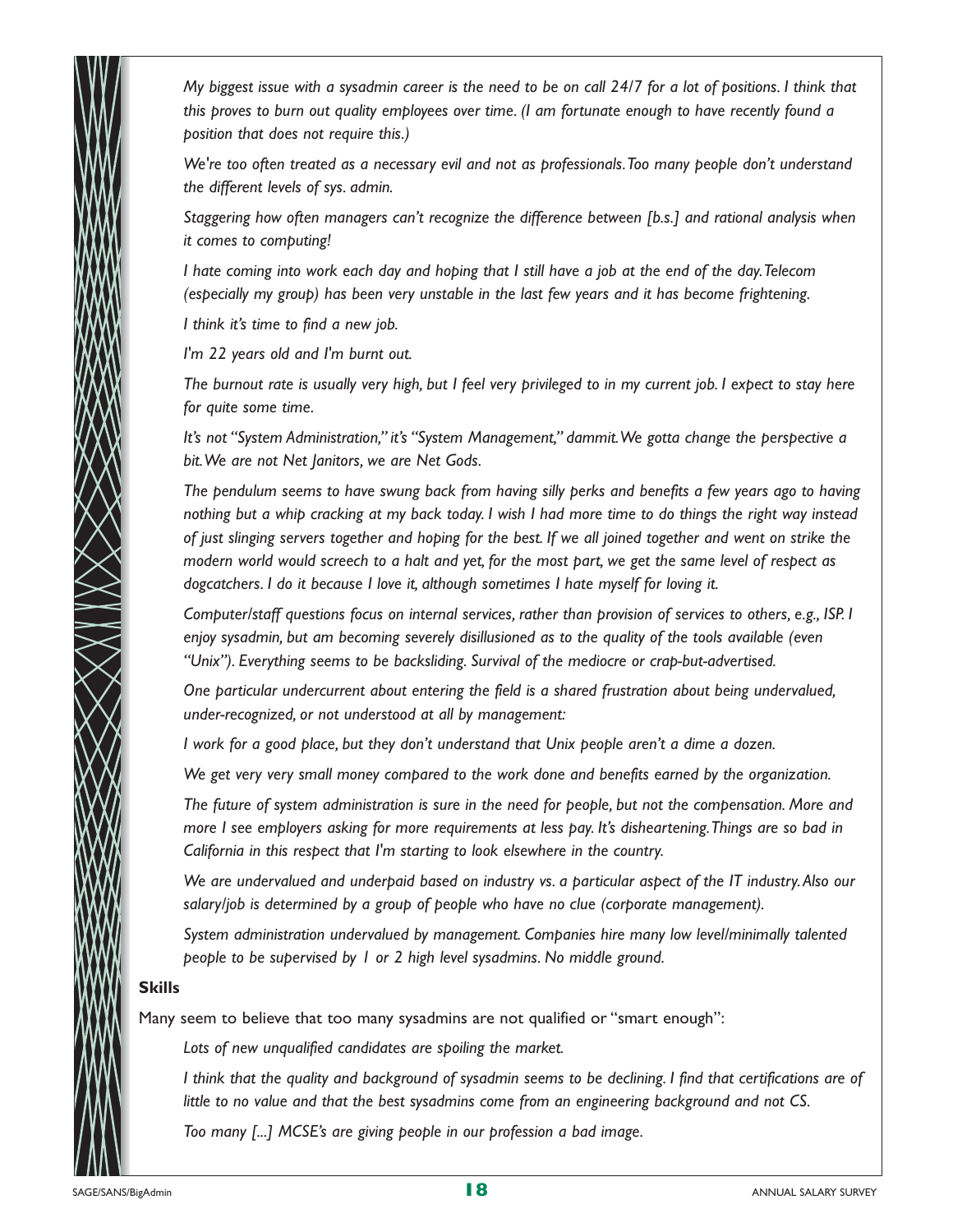*My biggest issue with a sysadmin career is the need to be on call 24/7 for a lot of positions. I think that this proves to burn out quality employees over time. (I am fortunate enough to have recently found a position that does not require this.)*

*We're too often treated as a necessary evil and not as professionals. Too many people don't understand the different levels of sys. admin.*

*Staggering how often managers can't recognize the difference between [b.s.] and rational analysis when it comes to computing!*

*I hate coming into work each day and hoping that I still have a job at the end of the day. Telecom (especially my group) has been very unstable in the last few years and it has become frightening.*

*I think it's time to find a new job.*

*I'm 22 years old and I'm burnt out.*

*The burnout rate is usually very high, but I feel very privileged to in my current job. I expect to stay here for quite some time.*

*It's not "System Administration," it's "System Management," dammit. We gotta change the perspective a bit. We are not Net Janitors, we are Net Gods.*

*The pendulum seems to have swung back from having silly perks and benefits a few years ago to having nothing but a whip cracking at my back today. I wish I had more time to do things the right way instead of just slinging servers together and hoping for the best. If we all joined together and went on strike the modern world would screech to a halt and yet, for the most part, we get the same level of respect as dogcatchers. I do it because I love it, although sometimes I hate myself for loving it.*

*Computer/staff questions focus on internal services, rather than provision of services to others, e.g., ISP. I enjoy sysadmin, but am becoming severely disillusioned as to the quality of the tools available (even "Unix"). Everything seems to be backsliding. Survival of the mediocre or crap-but-advertised.*

*One particular undercurrent about entering the field is a shared frustration about being undervalued, under-recognized, or not understood at all by management:*

*I work for a good place, but they don't understand that Unix people aren't a dime a dozen.*

*We get very very small money compared to the work done and benefits earned by the organization.*

*The future of system administration is sure in the need for people, but not the compensation. More and more I see employers asking for more requirements at less pay. It's disheartening. Things are so bad in California in this respect that I'm starting to look elsewhere in the country.*

*We are undervalued and underpaid based on industry vs. a particular aspect of the IT industry. Also our salary/job is determined by a group of people who have no clue (corporate management).*

*System administration undervalued by management. Companies hire many low level/minimally talented people to be supervised by 1 or 2 high level sysadmins. No middle ground.*

**Skills**

Many seem to believe that too many sysadmins are not qualified or "smart enough":

*Lots of new unqualified candidates are spoiling the market.*

*I think that the quality and background of sysadmin seems to be declining. I find that certifications are of little to no value and that the best sysadmins come from an engineering background and not CS.*

*Too many [...] MCSE's are giving people in our profession a bad image.*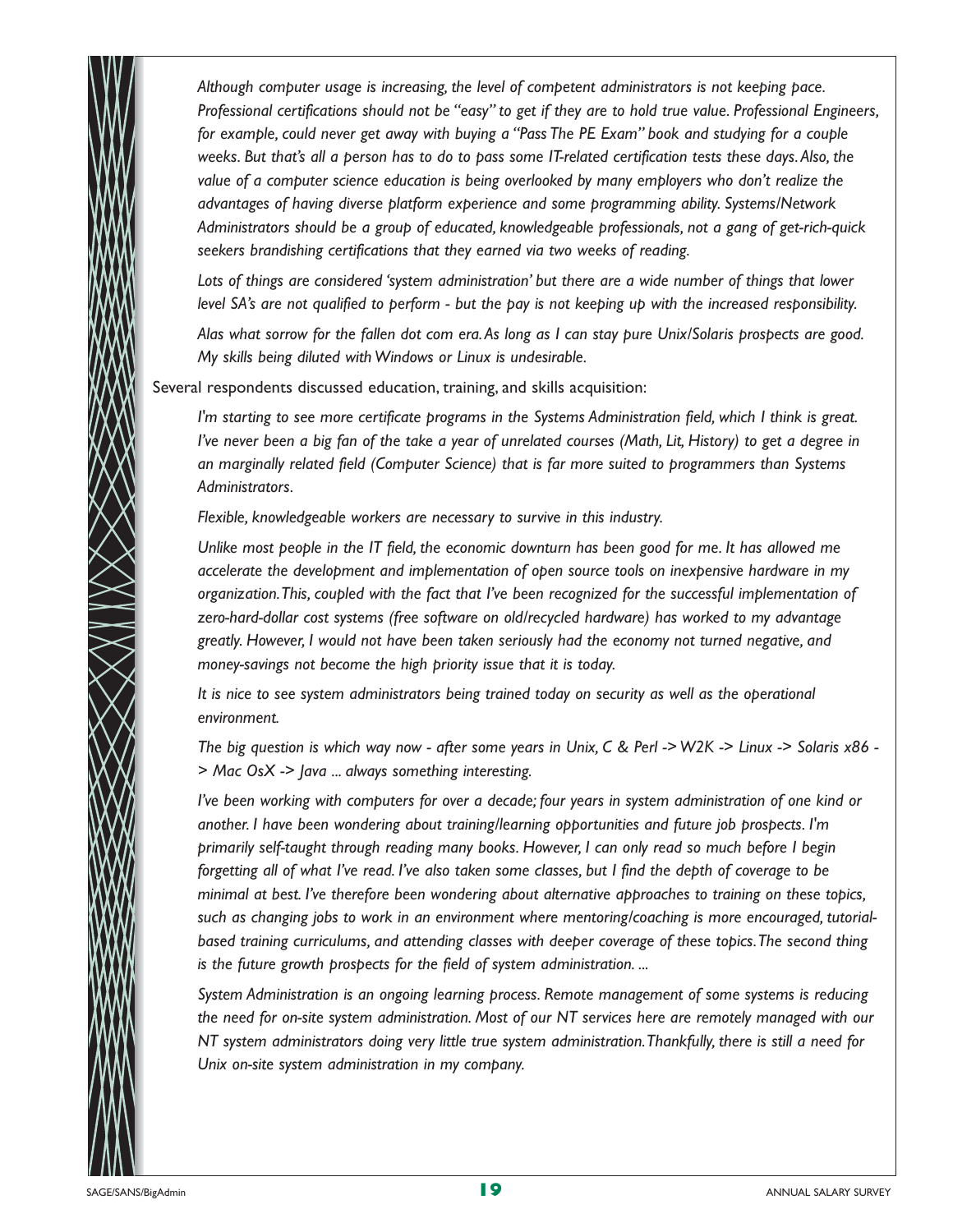*Although computer usage is increasing, the level of competent administrators is not keeping pace. Professional certifications should not be "easy" to get if they are to hold true value. Professional Engineers, for example, could never get away with buying a "Pass The PE Exam" book and studying for a couple weeks. But that's all a person has to do to pass some IT-related certification tests these days. Also, the value of a computer science education is being overlooked by many employers who don't realize the advantages of having diverse platform experience and some programming ability. Systems/Network Administrators should be a group of educated, knowledgeable professionals, not a gang of get-rich-quick seekers brandishing certifications that they earned via two weeks of reading.*

*Lots of things are considered 'system administration' but there are a wide number of things that lower level SA's are not qualified to perform - but the pay is not keeping up with the increased responsibility.*

*Alas what sorrow for the fallen dot com era. As long as I can stay pure Unix/Solaris prospects are good. My skills being diluted with Windows or Linux is undesirable.*

Several respondents discussed education, training, and skills acquisition:

*I'm starting to see more certificate programs in the Systems Administration field, which I think is great. I've never been a big fan of the take a year of unrelated courses (Math, Lit, History) to get a degree in an marginally related field (Computer Science) that is far more suited to programmers than Systems Administrators.*

*Flexible, knowledgeable workers are necessary to survive in this industry.*

*Unlike most people in the IT field, the economic downturn has been good for me. It has allowed me accelerate the development and implementation of open source tools on inexpensive hardware in my organization. This, coupled with the fact that I've been recognized for the successful implementation of zero-hard-dollar cost systems (free software on old/recycled hardware) has worked to my advantage greatly. However, I would not have been taken seriously had the economy not turned negative, and money-savings not become the high priority issue that it is today.*

*It is nice to see system administrators being trained today on security as well as the operational environment.*

*The big question is which way now - after some years in Unix, C & Perl -> W2K -> Linux -> Solaris x86 -> Mac OsX -> Java ... always something interesting.*

*I've been working with computers for over a decade; four years in system administration of one kind or another. I have been wondering about training/learning opportunities and future job prospects. I'm primarily self-taught through reading many books. However, I can only read so much before I begin forgetting all of what I've read. I've also taken some classes, but I find the depth of coverage to be minimal at best. I've therefore been wondering about alternative approaches to training on these topics, such as changing jobs to work in an environment where mentoring/coaching is more encouraged, tutorial-based training curriculums, and attending classes with deeper coverage of these topics. The second thing is the future growth prospects for the field of system administration. ...*

*System Administration is an ongoing learning process. Remote management of some systems is reducing the need for on-site system administration. Most of our NT services here are remotely managed with our NT system administrators doing very little true system administration. Thankfully, there is still a need for Unix on-site system administration in my company.*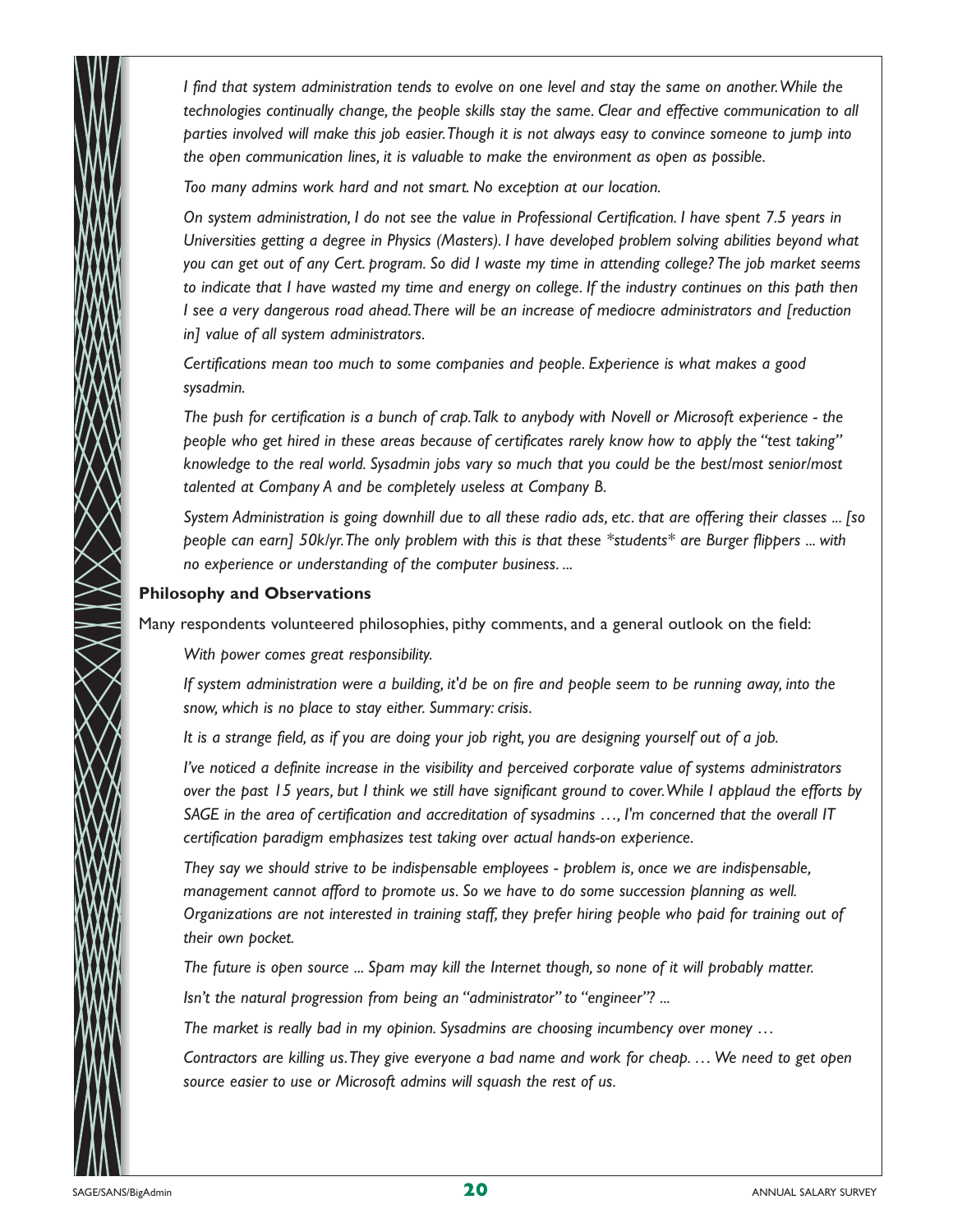*I find that system administration tends to evolve on one level and stay the same on another. While the technologies continually change, the people skills stay the same. Clear and effective communication to all parties involved will make this job easier. Though it is not always easy to convince someone to jump into the open communication lines, it is valuable to make the environment as open as possible.*

*Too many admins work hard and not smart. No exception at our location.*

*On system administration, I do not see the value in Professional Certification. I have spent 7.5 years in Universities getting a degree in Physics (Masters). I have developed problem solving abilities beyond what you can get out of any Cert. program. So did I waste my time in attending college? The job market seems to indicate that I have wasted my time and energy on college. If the industry continues on this path then I see a very dangerous road ahead. There will be an increase of mediocre administrators and [reduction in] value of all system administrators.*

*Certifications mean too much to some companies and people. Experience is what makes a good sysadmin.*

*The push for certification is a bunch of crap. Talk to anybody with Novell or Microsoft experience - the people who get hired in these areas because of certificates rarely know how to apply the "test taking" knowledge to the real world. Sysadmin jobs vary so much that you could be the best/most senior/most talented at Company A and be completely useless at Company B.*

*System Administration is going downhill due to all these radio ads, etc. that are offering their classes ... [so people can earn] 50k/yr. The only problem with this is that these \*students\* are Burger flippers ... with no experience or understanding of the computer business. ...*

### Philosophy and Observations

Many respondents volunteered philosophies, pithy comments, and a general outlook on the field:

*With power comes great responsibility.*

*If system administration were a building, it'd be on fire and people seem to be running away, into the snow, which is no place to stay either. Summary: crisis.*

*It is a strange field, as if you are doing your job right, you are designing yourself out of a job.*

*I've noticed a definite increase in the visibility and perceived corporate value of systems administrators over the past 15 years, but I think we still have significant ground to cover. While I applaud the efforts by SAGE in the area of certification and accreditation of sysadmins …, I'm concerned that the overall IT certification paradigm emphasizes test taking over actual hands-on experience.*

*They say we should strive to be indispensable employees - problem is, once we are indispensable, management cannot afford to promote us. So we have to do some succession planning as well. Organizations are not interested in training staff, they prefer hiring people who paid for training out of their own pocket.*

*The future is open source ... Spam may kill the Internet though, so none of it will probably matter.*

*Isn't the natural progression from being an "administrator" to "engineer"? ...*

*The market is really bad in my opinion. Sysadmins are choosing incumbency over money …*

*Contractors are killing us. They give everyone a bad name and work for cheap. … We need to get open source easier to use or Microsoft admins will squash the rest of us.*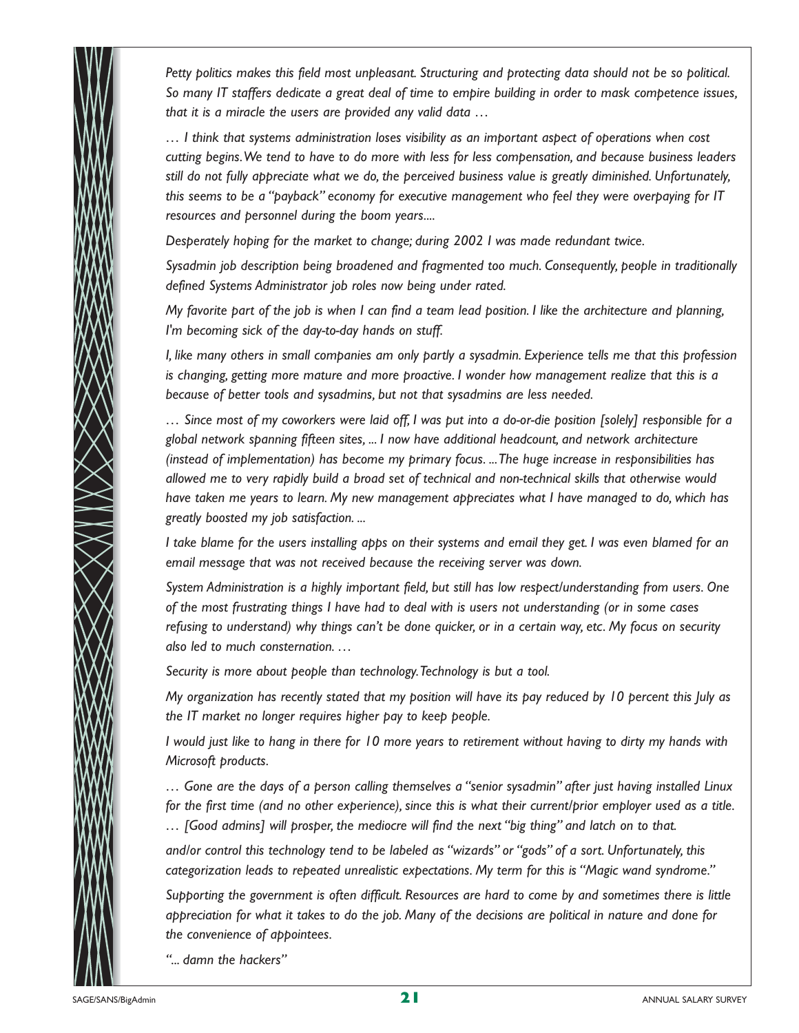*Petty politics makes this field most unpleasant. Structuring and protecting data should not be so political. So many IT staffers dedicate a great deal of time to empire building in order to mask competence issues, that it is a miracle the users are provided any valid data …*

*… I think that systems administration loses visibility as an important aspect of operations when cost cutting begins. We tend to have to do more with less for less compensation, and because business leaders still do not fully appreciate what we do, the perceived business value is greatly diminished. Unfortunately, this seems to be a "payback" economy for executive management who feel they were overpaying for IT resources and personnel during the boom years....*

*Desperately hoping for the market to change; during 2002 I was made redundant twice.*

*Sysadmin job description being broadened and fragmented too much. Consequently, people in traditionally defined Systems Administrator job roles now being under rated.*

*My favorite part of the job is when I can find a team lead position. I like the architecture and planning, I'm becoming sick of the day-to-day hands on stuff.*

*I, like many others in small companies am only partly a sysadmin. Experience tells me that this profession is changing, getting more mature and more proactive. I wonder how management realize that this is a because of better tools and sysadmins, but not that sysadmins are less needed.*

*… Since most of my coworkers were laid off, I was put into a do-or-die position [solely] responsible for a global network spanning fifteen sites, ... I now have additional headcount, and network architecture (instead of implementation) has become my primary focus. ... The huge increase in responsibilities has allowed me to very rapidly build a broad set of technical and non-technical skills that otherwise would have taken me years to learn. My new management appreciates what I have managed to do, which has greatly boosted my job satisfaction. ...*

*I take blame for the users installing apps on their systems and email they get. I was even blamed for an email message that was not received because the receiving server was down.*

*System Administration is a highly important field, but still has low respect/understanding from users. One of the most frustrating things I have had to deal with is users not understanding (or in some cases refusing to understand) why things can't be done quicker, or in a certain way, etc. My focus on security also led to much consternation. …*

*Security is more about people than technology. Technology is but a tool.*

*My organization has recently stated that my position will have its pay reduced by 10 percent this July as the IT market no longer requires higher pay to keep people.*

*I would just like to hang in there for 10 more years to retirement without having to dirty my hands with Microsoft products.*

*… Gone are the days of a person calling themselves a "senior sysadmin" after just having installed Linux for the first time (and no other experience), since this is what their current/prior employer used as a title. … [Good admins] will prosper, the mediocre will find the next "big thing" and latch on to that.*

*and/or control this technology tend to be labeled as "wizards" or "gods" of a sort. Unfortunately, this categorization leads to repeated unrealistic expectations. My term for this is "Magic wand syndrome."*

*Supporting the government is often difficult. Resources are hard to come by and sometimes there is little appreciation for what it takes to do the job. Many of the decisions are political in nature and done for the convenience of appointees.*

*"... damn the hackers"*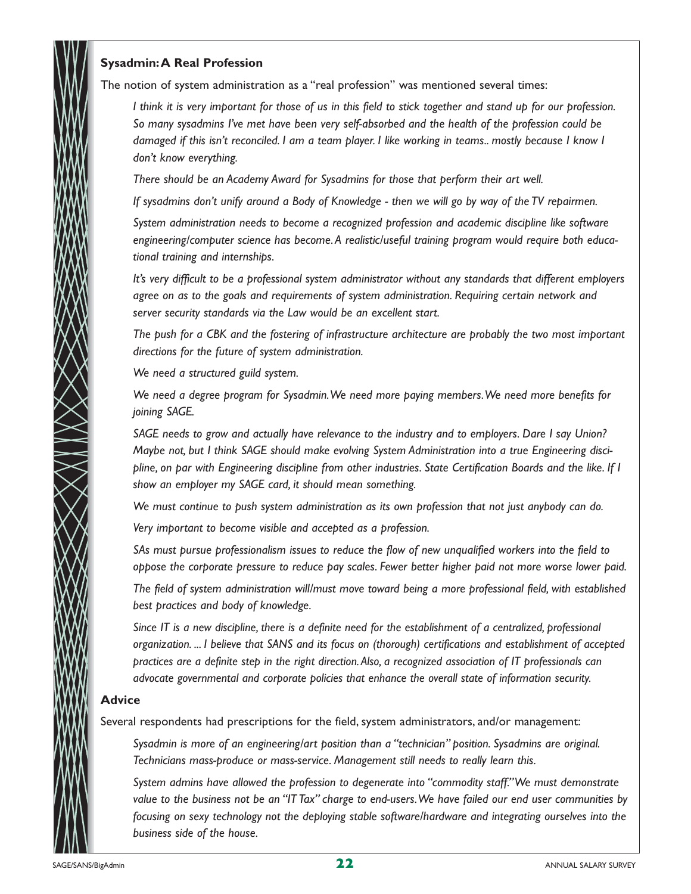### Sysadmin: A Real Profession

The notion of system administration as a "real profession" was mentioned several times:

> *I think it is very important for those of us in this field to stick together and stand up for our profession. So many sysadmins I've met have been very self-absorbed and the health of the profession could be damaged if this isn't reconciled. I am a team player. I like working in teams.. mostly because I know I don't know everything.*
>
> *There should be an Academy Award for Sysadmins for those that perform their art well.*
>
> *If sysadmins don't unify around a Body of Knowledge - then we will go by way of the TV repairmen.*
>
> *System administration needs to become a recognized profession and academic discipline like software engineering/computer science has become. A realistic/useful training program would require both educational training and internships.*
>
> *It's very difficult to be a professional system administrator without any standards that different employers agree on as to the goals and requirements of system administration. Requiring certain network and server security standards via the Law would be an excellent start.*
>
> *The push for a CBK and the fostering of infrastructure architecture are probably the two most important directions for the future of system administration.*
>
> *We need a structured guild system.*
>
> *We need a degree program for Sysadmin. We need more paying members. We need more benefits for joining SAGE.*
>
> *SAGE needs to grow and actually have relevance to the industry and to employers. Dare I say Union? Maybe not, but I think SAGE should make evolving System Administration into a true Engineering discipline, on par with Engineering discipline from other industries. State Certification Boards and the like. If I show an employer my SAGE card, it should mean something.*
>
> *We must continue to push system administration as its own profession that not just anybody can do.*
>
> *Very important to become visible and accepted as a profession.*
>
> *SAs must pursue professionalism issues to reduce the flow of new unqualified workers into the field to oppose the corporate pressure to reduce pay scales. Fewer better higher paid not more worse lower paid.*
>
> *The field of system administration will/must move toward being a more professional field, with established best practices and body of knowledge.*
>
> *Since IT is a new discipline, there is a definite need for the establishment of a centralized, professional organization. ... I believe that SANS and its focus on (thorough) certifications and establishment of accepted practices are a definite step in the right direction. Also, a recognized association of IT professionals can advocate governmental and corporate policies that enhance the overall state of information security.*

### Advice

Several respondents had prescriptions for the field, system administrators, and/or management:

> *Sysadmin is more of an engineering/art position than a "technician" position. Sysadmins are original. Technicians mass-produce or mass-service. Management still needs to really learn this.*
>
> *System admins have allowed the profession to degenerate into "commodity staff." We must demonstrate value to the business not be an "IT Tax" charge to end-users. We have failed our end user communities by focusing on sexy technology not the deploying stable software/hardware and integrating ourselves into the business side of the house.*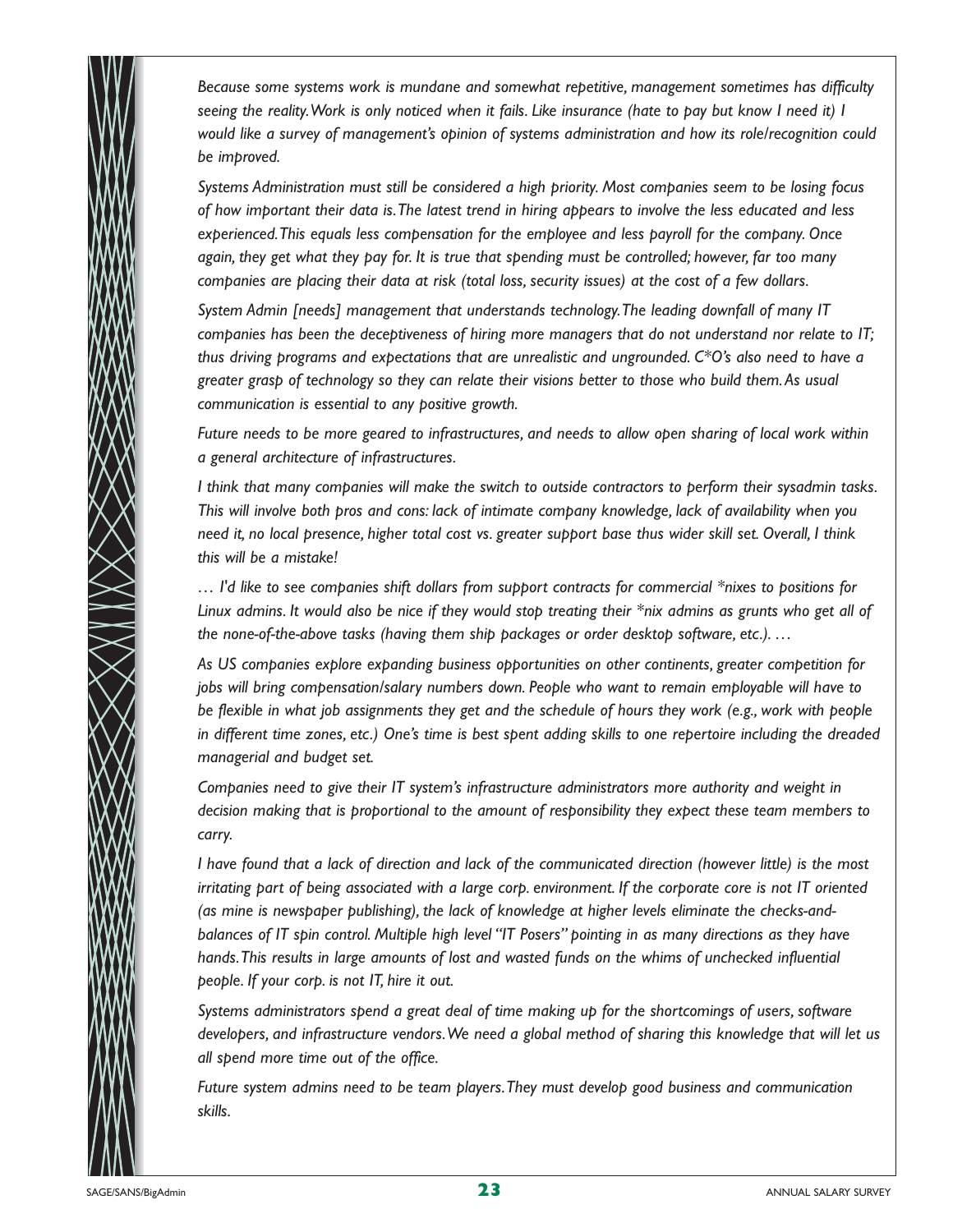*Because some systems work is mundane and somewhat repetitive, management sometimes has difficulty seeing the reality. Work is only noticed when it fails. Like insurance (hate to pay but know I need it) I would like a survey of management's opinion of systems administration and how its role/recognition could be improved.*

*Systems Administration must still be considered a high priority. Most companies seem to be losing focus of how important their data is. The latest trend in hiring appears to involve the less educated and less experienced. This equals less compensation for the employee and less payroll for the company. Once again, they get what they pay for. It is true that spending must be controlled; however, far too many companies are placing their data at risk (total loss, security issues) at the cost of a few dollars.*

*System Admin [needs] management that understands technology. The leading downfall of many IT companies has been the deceptiveness of hiring more managers that do not understand nor relate to IT; thus driving programs and expectations that are unrealistic and ungrounded. C*O's also need to have a greater grasp of technology so they can relate their visions better to those who build them. As usual communication is essential to any positive growth.*

*Future needs to be more geared to infrastructures, and needs to allow open sharing of local work within a general architecture of infrastructures.*

*I think that many companies will make the switch to outside contractors to perform their sysadmin tasks. This will involve both pros and cons: lack of intimate company knowledge, lack of availability when you need it, no local presence, higher total cost vs. greater support base thus wider skill set. Overall, I think this will be a mistake!*

*… I'd like to see companies shift dollars from support contracts for commercial *nixes to positions for Linux admins. It would also be nice if they would stop treating their *nix admins as grunts who get all of the none-of-the-above tasks (having them ship packages or order desktop software, etc.). …*

*As US companies explore expanding business opportunities on other continents, greater competition for jobs will bring compensation/salary numbers down. People who want to remain employable will have to be flexible in what job assignments they get and the schedule of hours they work (e.g., work with people in different time zones, etc.) One's time is best spent adding skills to one repertoire including the dreaded managerial and budget set.*

*Companies need to give their IT system's infrastructure administrators more authority and weight in decision making that is proportional to the amount of responsibility they expect these team members to carry.*

*I have found that a lack of direction and lack of the communicated direction (however little) is the most irritating part of being associated with a large corp. environment. If the corporate core is not IT oriented (as mine is newspaper publishing), the lack of knowledge at higher levels eliminate the checks-and-balances of IT spin control. Multiple high level "IT Posers" pointing in as many directions as they have hands. This results in large amounts of lost and wasted funds on the whims of unchecked influential people. If your corp. is not IT, hire it out.*

*Systems administrators spend a great deal of time making up for the shortcomings of users, software developers, and infrastructure vendors. We need a global method of sharing this knowledge that will let us all spend more time out of the office.*

*Future system admins need to be team players. They must develop good business and communication skills.*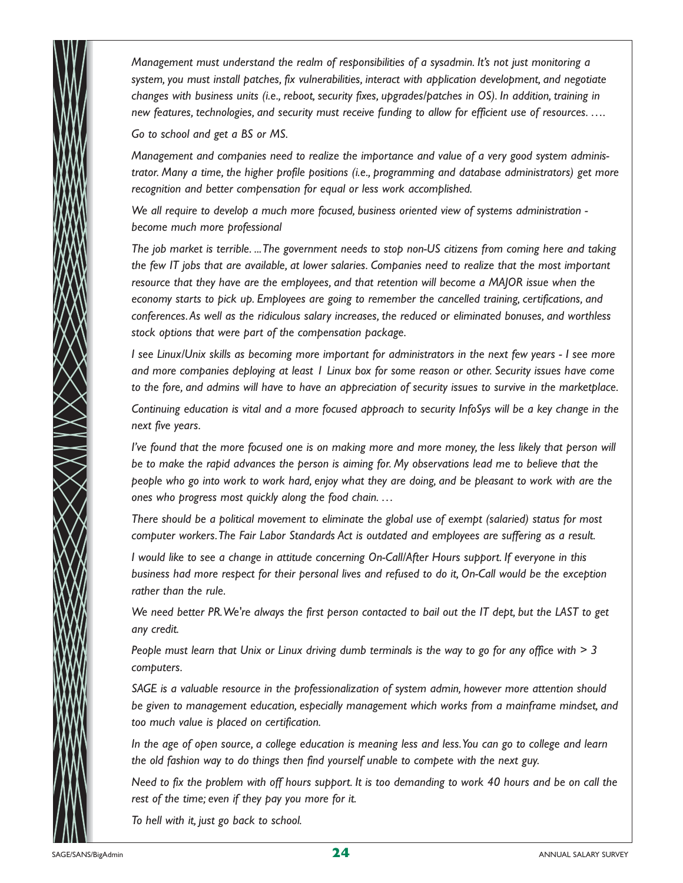*Management must understand the realm of responsibilities of a sysadmin. It's not just monitoring a system, you must install patches, fix vulnerabilities, interact with application development, and negotiate changes with business units (i.e., reboot, security fixes, upgrades/patches in OS). In addition, training in new features, technologies, and security must receive funding to allow for efficient use of resources. ….*

*Go to school and get a BS or MS.*

*Management and companies need to realize the importance and value of a very good system administrator. Many a time, the higher profile positions (i.e., programming and database administrators) get more recognition and better compensation for equal or less work accomplished.*

*We all require to develop a much more focused, business oriented view of systems administration - become much more professional*

*The job market is terrible. ...The government needs to stop non-US citizens from coming here and taking the few IT jobs that are available, at lower salaries. Companies need to realize that the most important resource that they have are the employees, and that retention will become a MAJOR issue when the economy starts to pick up. Employees are going to remember the cancelled training, certifications, and conferences. As well as the ridiculous salary increases, the reduced or eliminated bonuses, and worthless stock options that were part of the compensation package.*

*I see Linux/Unix skills as becoming more important for administrators in the next few years - I see more and more companies deploying at least 1 Linux box for some reason or other. Security issues have come to the fore, and admins will have to have an appreciation of security issues to survive in the marketplace.*

*Continuing education is vital and a more focused approach to security InfoSys will be a key change in the next five years.*

*I've found that the more focused one is on making more and more money, the less likely that person will be to make the rapid advances the person is aiming for. My observations lead me to believe that the people who go into work to work hard, enjoy what they are doing, and be pleasant to work with are the ones who progress most quickly along the food chain. …*

*There should be a political movement to eliminate the global use of exempt (salaried) status for most computer workers. The Fair Labor Standards Act is outdated and employees are suffering as a result.*

*I would like to see a change in attitude concerning On-Call/After Hours support. If everyone in this business had more respect for their personal lives and refused to do it, On-Call would be the exception rather than the rule.*

*We need better PR. We're always the first person contacted to bail out the IT dept, but the LAST to get any credit.*

*People must learn that Unix or Linux driving dumb terminals is the way to go for any office with > 3 computers.*

*SAGE is a valuable resource in the professionalization of system admin, however more attention should be given to management education, especially management which works from a mainframe mindset, and too much value is placed on certification.*

*In the age of open source, a college education is meaning less and less. You can go to college and learn the old fashion way to do things then find yourself unable to compete with the next guy.*

*Need to fix the problem with off hours support. It is too demanding to work 40 hours and be on call the rest of the time; even if they pay you more for it.*

*To hell with it, just go back to school.*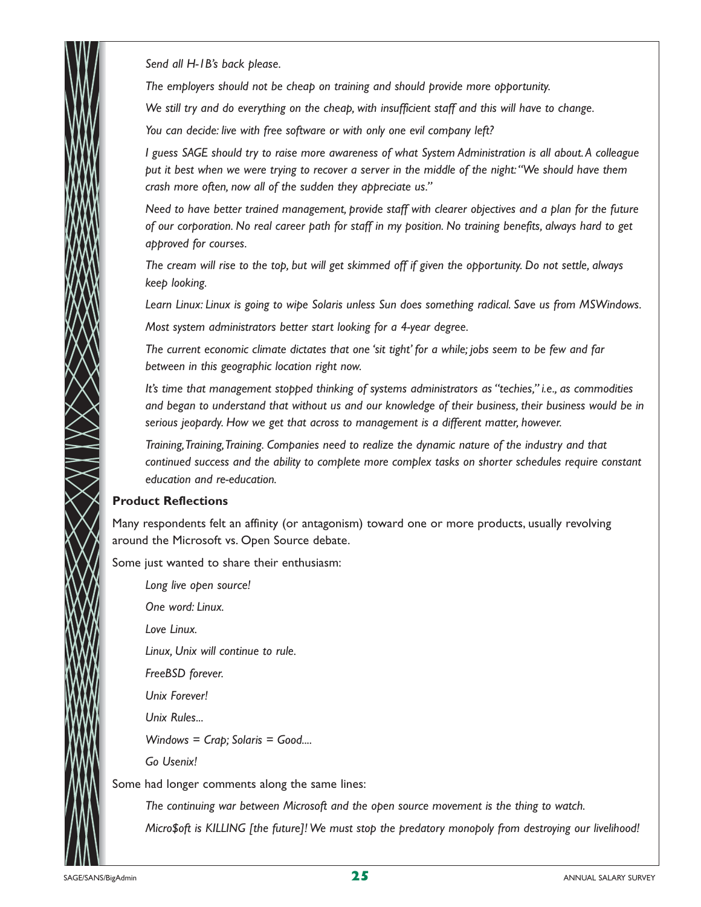*Send all H-1B's back please.*

*The employers should not be cheap on training and should provide more opportunity.*

*We still try and do everything on the cheap, with insufficient staff and this will have to change.*

*You can decide: live with free software or with only one evil company left?*

*I guess SAGE should try to raise more awareness of what System Administration is all about. A colleague put it best when we were trying to recover a server in the middle of the night: "We should have them crash more often, now all of the sudden they appreciate us."*

*Need to have better trained management, provide staff with clearer objectives and a plan for the future of our corporation. No real career path for staff in my position. No training benefits, always hard to get approved for courses.*

*The cream will rise to the top, but will get skimmed off if given the opportunity. Do not settle, always keep looking.*

*Learn Linux: Linux is going to wipe Solaris unless Sun does something radical. Save us from MSWindows.*

*Most system administrators better start looking for a 4-year degree.*

*The current economic climate dictates that one 'sit tight' for a while; jobs seem to be few and far between in this geographic location right now.*

*It's time that management stopped thinking of systems administrators as "techies," i.e., as commodities and began to understand that without us and our knowledge of their business, their business would be in serious jeopardy. How we get that across to management is a different matter, however.*

*Training, Training, Training. Companies need to realize the dynamic nature of the industry and that continued success and the ability to complete more complex tasks on shorter schedules require constant education and re-education.*

**Product Reflections**

Many respondents felt an affinity (or antagonism) toward one or more products, usually revolving around the Microsoft vs. Open Source debate.

Some just wanted to share their enthusiasm:

*Long live open source!*

*One word: Linux.*

*Love Linux.*

*Linux, Unix will continue to rule.*

*FreeBSD forever.*

*Unix Forever!*

*Unix Rules...*

*Windows = Crap; Solaris = Good....*

*Go Usenix!*

Some had longer comments along the same lines:

*The continuing war between Microsoft and the open source movement is the thing to watch.*

*Micro$oft is KILLING [the future]! We must stop the predatory monopoly from destroying our livelihood!*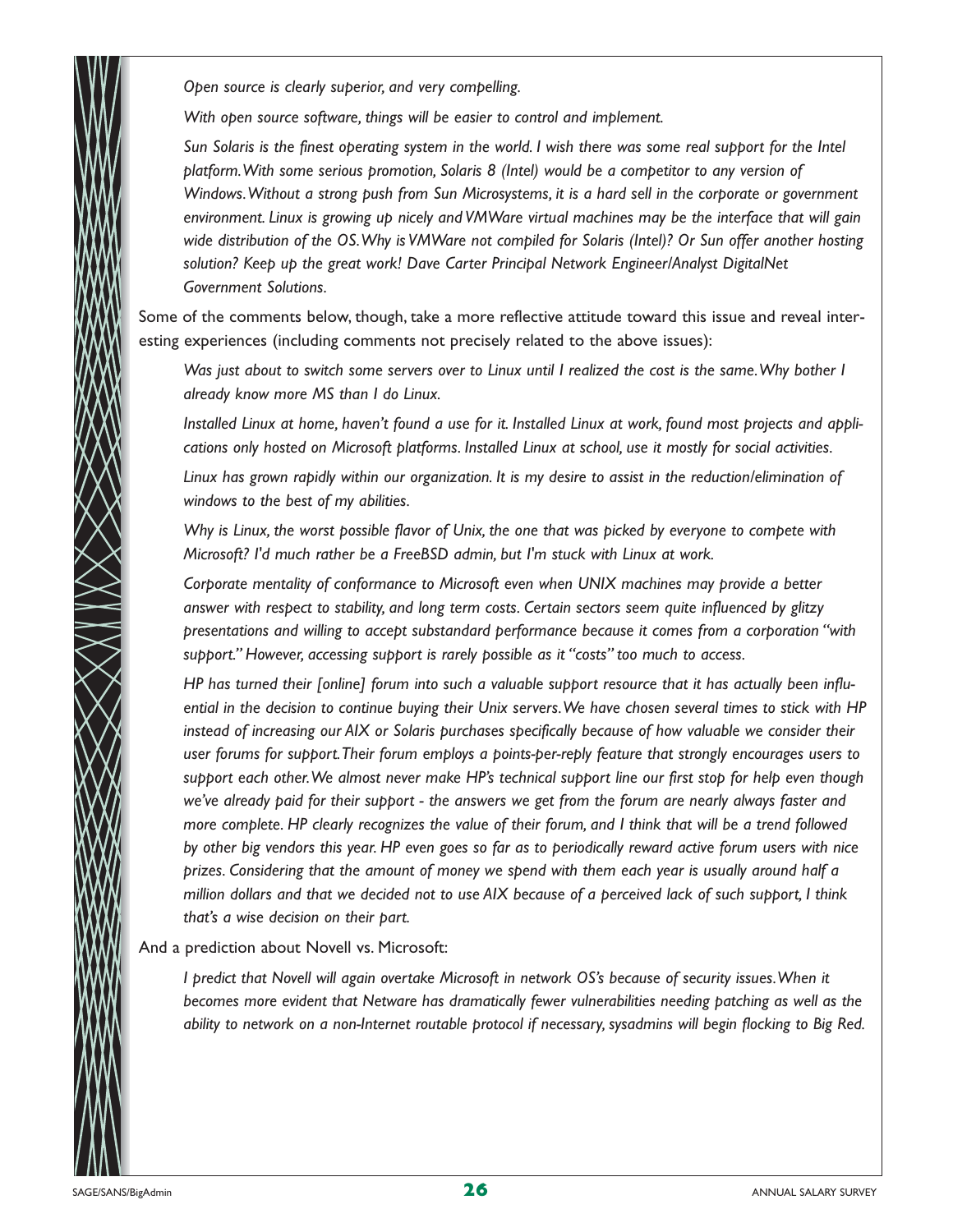*Open source is clearly superior, and very compelling.*

*With open source software, things will be easier to control and implement.*

*Sun Solaris is the finest operating system in the world. I wish there was some real support for the Intel platform. With some serious promotion, Solaris 8 (Intel) would be a competitor to any version of Windows. Without a strong push from Sun Microsystems, it is a hard sell in the corporate or government environment. Linux is growing up nicely and VMWare virtual machines may be the interface that will gain wide distribution of the OS. Why is VMWare not compiled for Solaris (Intel)? Or Sun offer another hosting solution? Keep up the great work! Dave Carter Principal Network Engineer/Analyst DigitalNet Government Solutions.*

Some of the comments below, though, take a more reflective attitude toward this issue and reveal interesting experiences (including comments not precisely related to the above issues):

*Was just about to switch some servers over to Linux until I realized the cost is the same. Why bother I already know more MS than I do Linux.*

*Installed Linux at home, haven't found a use for it. Installed Linux at work, found most projects and applications only hosted on Microsoft platforms. Installed Linux at school, use it mostly for social activities.*

*Linux has grown rapidly within our organization. It is my desire to assist in the reduction/elimination of windows to the best of my abilities.*

*Why is Linux, the worst possible flavor of Unix, the one that was picked by everyone to compete with Microsoft? I'd much rather be a FreeBSD admin, but I'm stuck with Linux at work.*

*Corporate mentality of conformance to Microsoft even when UNIX machines may provide a better answer with respect to stability, and long term costs. Certain sectors seem quite influenced by glitzy presentations and willing to accept substandard performance because it comes from a corporation "with support." However, accessing support is rarely possible as it "costs" too much to access.*

*HP has turned their [online] forum into such a valuable support resource that it has actually been influential in the decision to continue buying their Unix servers. We have chosen several times to stick with HP instead of increasing our AIX or Solaris purchases specifically because of how valuable we consider their user forums for support. Their forum employs a points-per-reply feature that strongly encourages users to support each other. We almost never make HP's technical support line our first stop for help even though we've already paid for their support - the answers we get from the forum are nearly always faster and more complete. HP clearly recognizes the value of their forum, and I think that will be a trend followed by other big vendors this year. HP even goes so far as to periodically reward active forum users with nice prizes. Considering that the amount of money we spend with them each year is usually around half a million dollars and that we decided not to use AIX because of a perceived lack of such support, I think that's a wise decision on their part.*

And a prediction about Novell vs. Microsoft:

*I predict that Novell will again overtake Microsoft in network OS's because of security issues. When it becomes more evident that Netware has dramatically fewer vulnerabilities needing patching as well as the ability to network on a non-Internet routable protocol if necessary, sysadmins will begin flocking to Big Red.*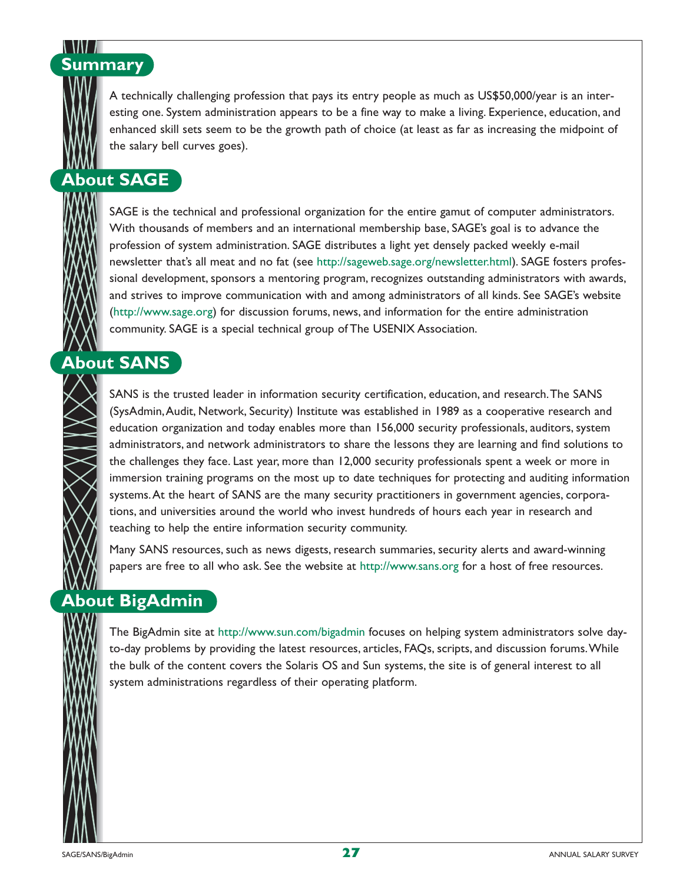## Summary

A technically challenging profession that pays its entry people as much as US$50,000/year is an interesting one. System administration appears to be a fine way to make a living. Experience, education, and enhanced skill sets seem to be the growth path of choice (at least as far as increasing the midpoint of the salary bell curves goes).

## About SAGE

SAGE is the technical and professional organization for the entire gamut of computer administrators. With thousands of members and an international membership base, SAGE's goal is to advance the profession of system administration. SAGE distributes a light yet densely packed weekly e-mail newsletter that's all meat and no fat (see http://sageweb.sage.org/newsletter.html). SAGE fosters professional development, sponsors a mentoring program, recognizes outstanding administrators with awards, and strives to improve communication with and among administrators of all kinds. See SAGE's website (http://www.sage.org) for discussion forums, news, and information for the entire administration community. SAGE is a special technical group of The USENIX Association.

## About SANS

SANS is the trusted leader in information security certification, education, and research. The SANS (SysAdmin, Audit, Network, Security) Institute was established in 1989 as a cooperative research and education organization and today enables more than 156,000 security professionals, auditors, system administrators, and network administrators to share the lessons they are learning and find solutions to the challenges they face. Last year, more than 12,000 security professionals spent a week or more in immersion training programs on the most up to date techniques for protecting and auditing information systems. At the heart of SANS are the many security practitioners in government agencies, corporations, and universities around the world who invest hundreds of hours each year in research and teaching to help the entire information security community.

Many SANS resources, such as news digests, research summaries, security alerts and award-winning papers are free to all who ask. See the website at http://www.sans.org for a host of free resources.

## About BigAdmin

The BigAdmin site at http://www.sun.com/bigadmin focuses on helping system administrators solve day-to-day problems by providing the latest resources, articles, FAQs, scripts, and discussion forums. While the bulk of the content covers the Solaris OS and Sun systems, the site is of general interest to all system administrations regardless of their operating platform.